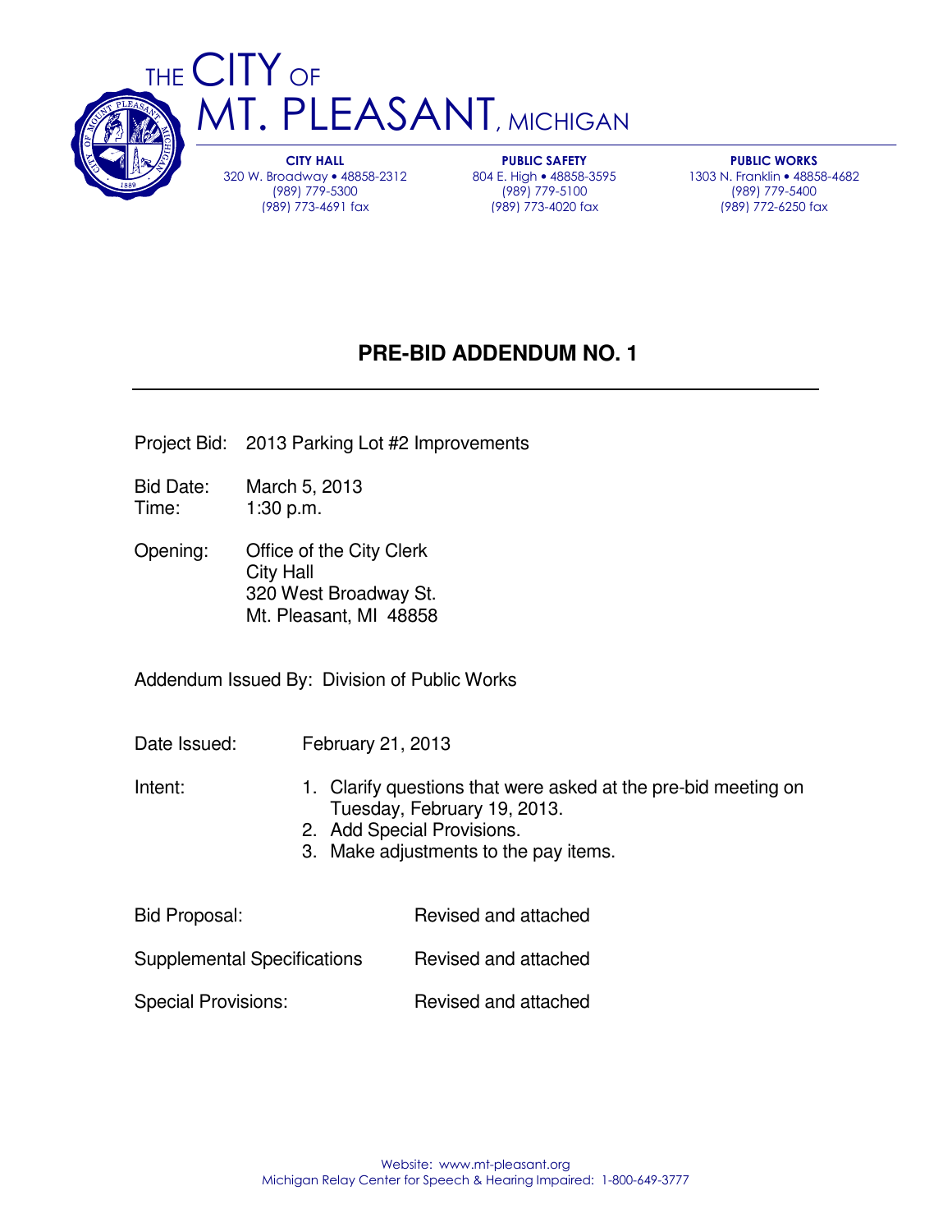# THE CITY OF MT. PLEASANT, MICHIGAN

| CITY HALL | PUBLIC SAFETY | PUBLIC WORKS |
|---|---|---|
| 320 W. Broadway • 48858-2312 | 804 E. High • 48858-3595 | 1303 N. Franklin • 48858-4682 |
| (989) 779-5300 | (989) 779-5100 | (989) 779-5400 |
| (989) 773-4691 fax | (989) 773-4020 fax | (989) 772-6250 fax |

## PRE-BID ADDENDUM NO. 1

Project Bid: 2013 Parking Lot #2 Improvements

Bid Date: March 5, 2013
Time: 1:30 p.m.

Opening: Office of the City Clerk
City Hall
320 West Broadway St.
Mt. Pleasant, MI 48858

Addendum Issued By: Division of Public Works

Date Issued: February 21, 2013

Intent:
1. Clarify questions that were asked at the pre-bid meeting on Tuesday, February 19, 2013.
2. Add Special Provisions.
3. Make adjustments to the pay items.

Bid Proposal: Revised and attached

Supplemental Specifications Revised and attached

Special Provisions: Revised and attached

Website: www.mt-pleasant.org
Michigan Relay Center for Speech & Hearing Impaired: 1-800-649-3777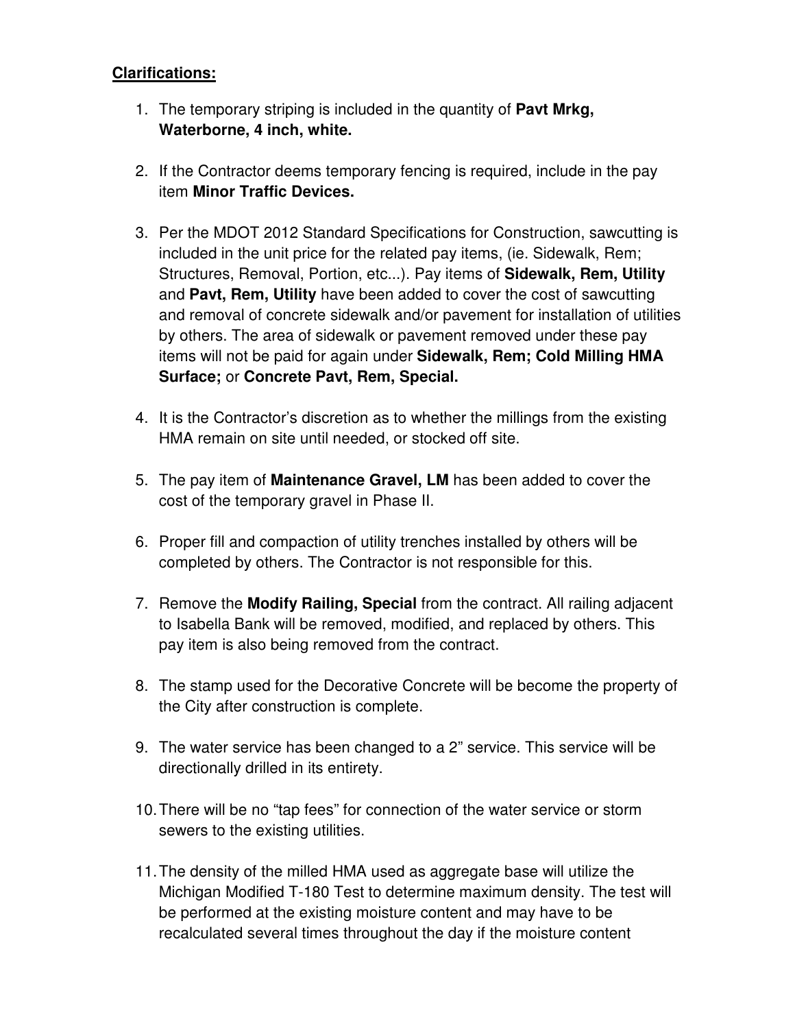**Clarifications:**

1. The temporary striping is included in the quantity of **Pavt Mrkg, Waterborne, 4 inch, white.**

2. If the Contractor deems temporary fencing is required, include in the pay item **Minor Traffic Devices.**

3. Per the MDOT 2012 Standard Specifications for Construction, sawcutting is included in the unit price for the related pay items, (ie. Sidewalk, Rem; Structures, Removal, Portion, etc...). Pay items of **Sidewalk, Rem, Utility** and **Pavt, Rem, Utility** have been added to cover the cost of sawcutting and removal of concrete sidewalk and/or pavement for installation of utilities by others. The area of sidewalk or pavement removed under these pay items will not be paid for again under **Sidewalk, Rem; Cold Milling HMA Surface;** or **Concrete Pavt, Rem, Special.**

4. It is the Contractor's discretion as to whether the millings from the existing HMA remain on site until needed, or stocked off site.

5. The pay item of **Maintenance Gravel, LM** has been added to cover the cost of the temporary gravel in Phase II.

6. Proper fill and compaction of utility trenches installed by others will be completed by others. The Contractor is not responsible for this.

7. Remove the **Modify Railing, Special** from the contract. All railing adjacent to Isabella Bank will be removed, modified, and replaced by others. This pay item is also being removed from the contract.

8. The stamp used for the Decorative Concrete will be become the property of the City after construction is complete.

9. The water service has been changed to a 2" service. This service will be directionally drilled in its entirety.

10. There will be no "tap fees" for connection of the water service or storm sewers to the existing utilities.

11. The density of the milled HMA used as aggregate base will utilize the Michigan Modified T-180 Test to determine maximum density. The test will be performed at the existing moisture content and may have to be recalculated several times throughout the day if the moisture content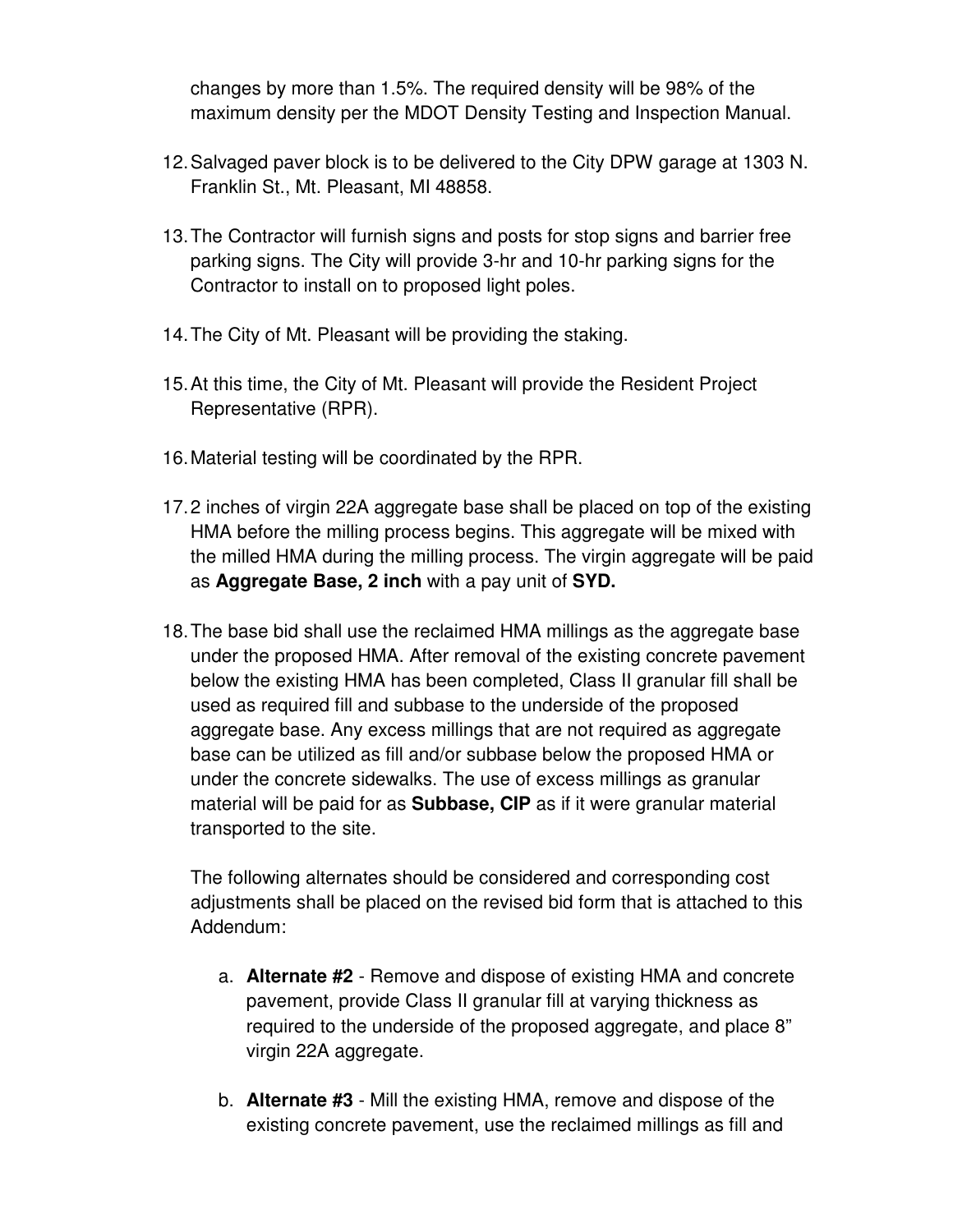changes by more than 1.5%. The required density will be 98% of the maximum density per the MDOT Density Testing and Inspection Manual.

12. Salvaged paver block is to be delivered to the City DPW garage at 1303 N. Franklin St., Mt. Pleasant, MI 48858.

13. The Contractor will furnish signs and posts for stop signs and barrier free parking signs. The City will provide 3-hr and 10-hr parking signs for the Contractor to install on to proposed light poles.

14. The City of Mt. Pleasant will be providing the staking.

15. At this time, the City of Mt. Pleasant will provide the Resident Project Representative (RPR).

16. Material testing will be coordinated by the RPR.

17. 2 inches of virgin 22A aggregate base shall be placed on top of the existing HMA before the milling process begins. This aggregate will be mixed with the milled HMA during the milling process. The virgin aggregate will be paid as **Aggregate Base, 2 inch** with a pay unit of **SYD.**

18. The base bid shall use the reclaimed HMA millings as the aggregate base under the proposed HMA. After removal of the existing concrete pavement below the existing HMA has been completed, Class II granular fill shall be used as required fill and subbase to the underside of the proposed aggregate base. Any excess millings that are not required as aggregate base can be utilized as fill and/or subbase below the proposed HMA or under the concrete sidewalks. The use of excess millings as granular material will be paid for as **Subbase, CIP** as if it were granular material transported to the site.

    The following alternates should be considered and corresponding cost adjustments shall be placed on the revised bid form that is attached to this Addendum:

    a. **Alternate #2** - Remove and dispose of existing HMA and concrete pavement, provide Class II granular fill at varying thickness as required to the underside of the proposed aggregate, and place 8" virgin 22A aggregate.

    b. **Alternate #3** - Mill the existing HMA, remove and dispose of the existing concrete pavement, use the reclaimed millings as fill and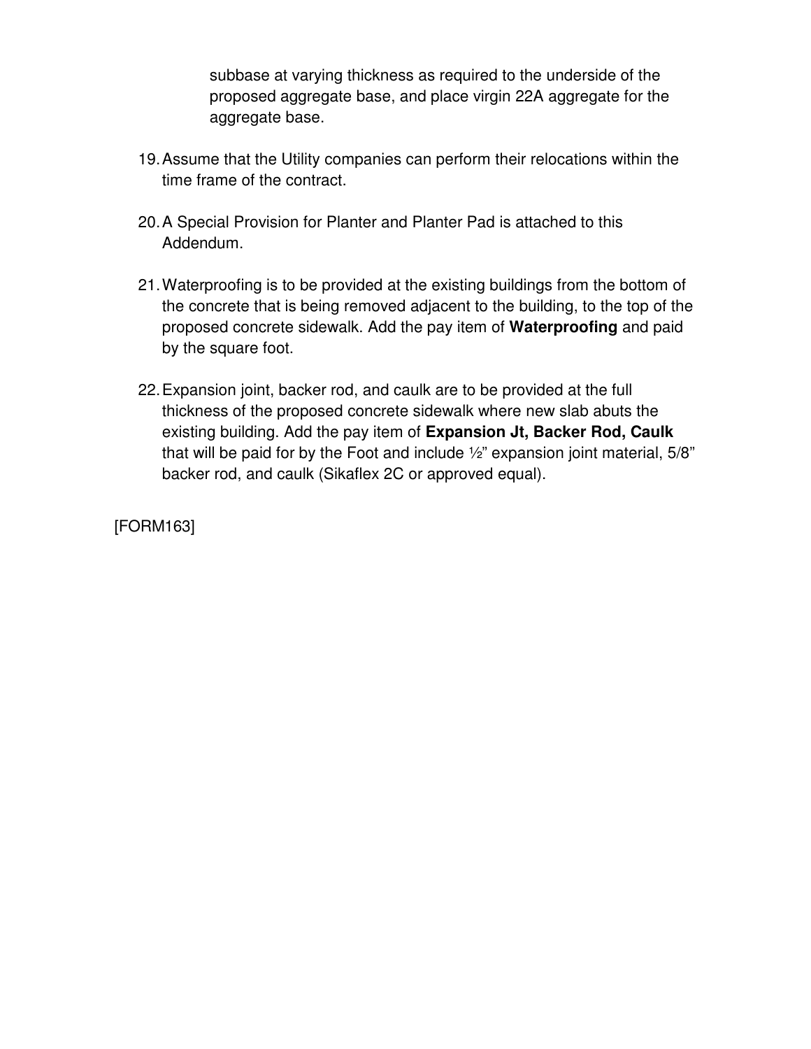subbase at varying thickness as required to the underside of the proposed aggregate base, and place virgin 22A aggregate for the aggregate base.

19. Assume that the Utility companies can perform their relocations within the time frame of the contract.

20. A Special Provision for Planter and Planter Pad is attached to this Addendum.

21. Waterproofing is to be provided at the existing buildings from the bottom of the concrete that is being removed adjacent to the building, to the top of the proposed concrete sidewalk. Add the pay item of **Waterproofing** and paid by the square foot.

22. Expansion joint, backer rod, and caulk are to be provided at the full thickness of the proposed concrete sidewalk where new slab abuts the existing building. Add the pay item of **Expansion Jt, Backer Rod, Caulk** that will be paid for by the Foot and include ½" expansion joint material, 5/8" backer rod, and caulk (Sikaflex 2C or approved equal).

[FORM163]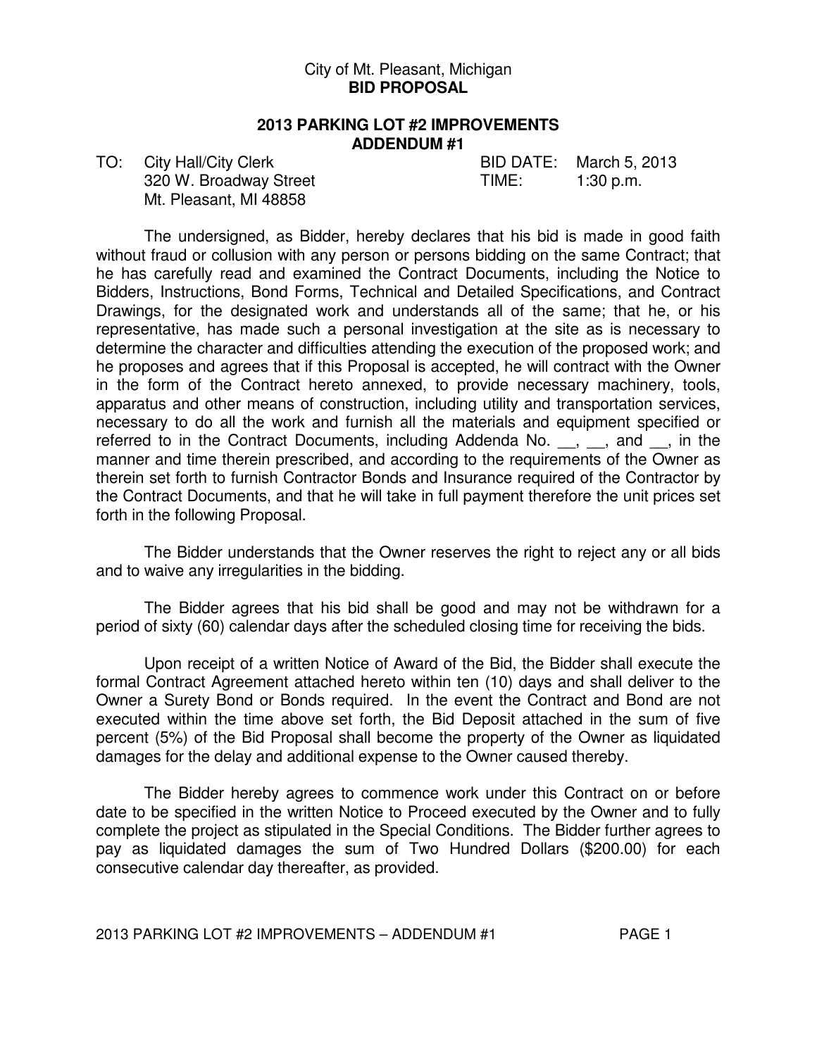City of Mt. Pleasant, Michigan
**BID PROPOSAL**

**2013 PARKING LOT #2 IMPROVEMENTS**
**ADDENDUM #1**

TO: City Hall/City Clerk
320 W. Broadway Street
Mt. Pleasant, MI 48858

BID DATE: March 5, 2013
TIME: 1:30 p.m.

The undersigned, as Bidder, hereby declares that his bid is made in good faith without fraud or collusion with any person or persons bidding on the same Contract; that he has carefully read and examined the Contract Documents, including the Notice to Bidders, Instructions, Bond Forms, Technical and Detailed Specifications, and Contract Drawings, for the designated work and understands all of the same; that he, or his representative, has made such a personal investigation at the site as is necessary to determine the character and difficulties attending the execution of the proposed work; and he proposes and agrees that if this Proposal is accepted, he will contract with the Owner in the form of the Contract hereto annexed, to provide necessary machinery, tools, apparatus and other means of construction, including utility and transportation services, necessary to do all the work and furnish all the materials and equipment specified or referred to in the Contract Documents, including Addenda No. __, __, and __, in the manner and time therein prescribed, and according to the requirements of the Owner as therein set forth to furnish Contractor Bonds and Insurance required of the Contractor by the Contract Documents, and that he will take in full payment therefore the unit prices set forth in the following Proposal.

The Bidder understands that the Owner reserves the right to reject any or all bids and to waive any irregularities in the bidding.

The Bidder agrees that his bid shall be good and may not be withdrawn for a period of sixty (60) calendar days after the scheduled closing time for receiving the bids.

Upon receipt of a written Notice of Award of the Bid, the Bidder shall execute the formal Contract Agreement attached hereto within ten (10) days and shall deliver to the Owner a Surety Bond or Bonds required. In the event the Contract and Bond are not executed within the time above set forth, the Bid Deposit attached in the sum of five percent (5%) of the Bid Proposal shall become the property of the Owner as liquidated damages for the delay and additional expense to the Owner caused thereby.

The Bidder hereby agrees to commence work under this Contract on or before date to be specified in the written Notice to Proceed executed by the Owner and to fully complete the project as stipulated in the Special Conditions. The Bidder further agrees to pay as liquidated damages the sum of Two Hundred Dollars ($200.00) for each consecutive calendar day thereafter, as provided.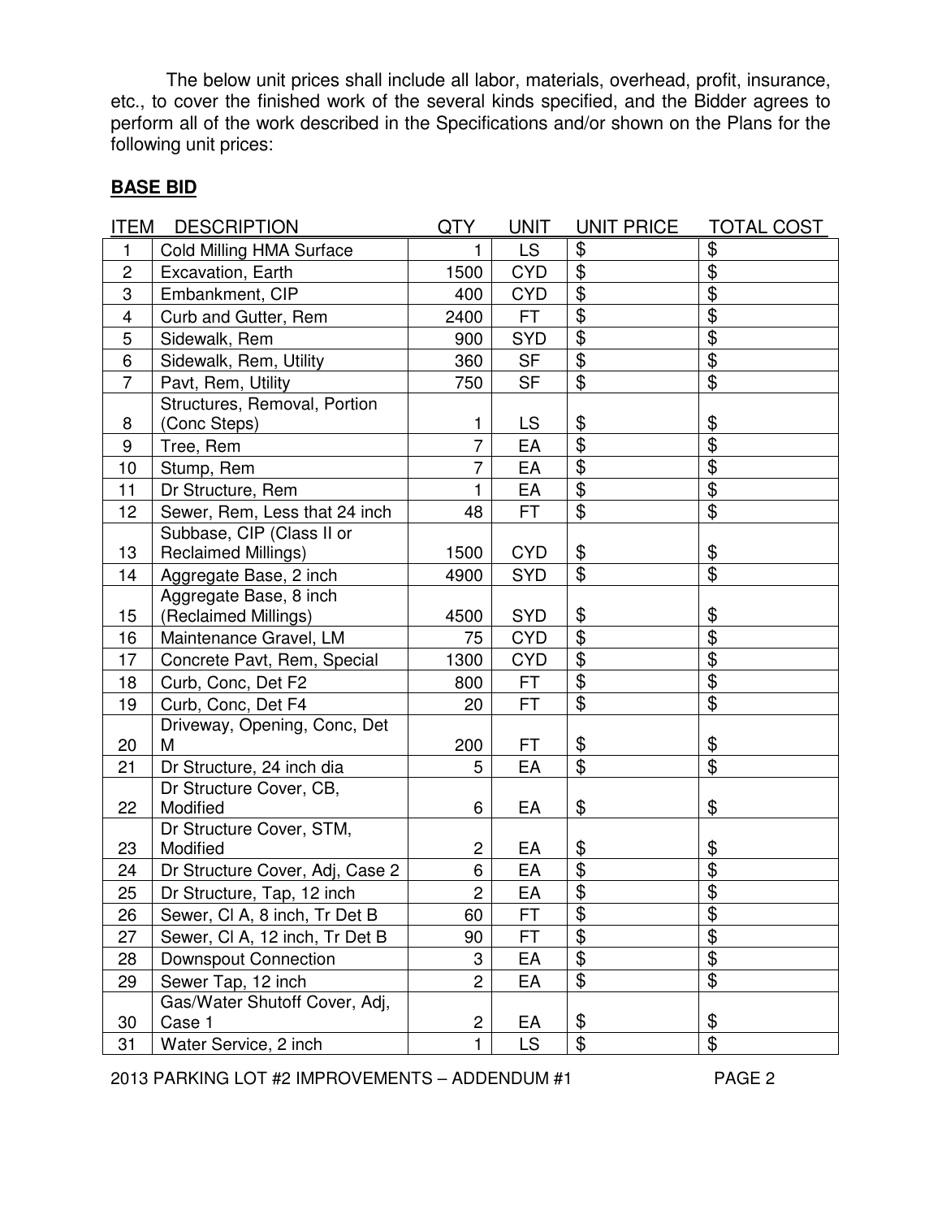The below unit prices shall include all labor, materials, overhead, profit, insurance, etc., to cover the finished work of the several kinds specified, and the Bidder agrees to perform all of the work described in the Specifications and/or shown on the Plans for the following unit prices:

## BASE BID

| ITEM | DESCRIPTION | QTY | UNIT | UNIT PRICE | TOTAL COST |
|---|---|---|---|---|---|
| 1 | Cold Milling HMA Surface | 1 | LS | $ | $ |
| 2 | Excavation, Earth | 1500 | CYD | $ | $ |
| 3 | Embankment, CIP | 400 | CYD | $ | $ |
| 4 | Curb and Gutter, Rem | 2400 | FT | $ | $ |
| 5 | Sidewalk, Rem | 900 | SYD | $ | $ |
| 6 | Sidewalk, Rem, Utility | 360 | SF | $ | $ |
| 7 | Pavt, Rem, Utility | 750 | SF | $ | $ |
| 8 | Structures, Removal, Portion (Conc Steps) | 1 | LS | $ | $ |
| 9 | Tree, Rem | 7 | EA | $ | $ |
| 10 | Stump, Rem | 7 | EA | $ | $ |
| 11 | Dr Structure, Rem | 1 | EA | $ | $ |
| 12 | Sewer, Rem, Less that 24 inch | 48 | FT | $ | $ |
| 13 | Subbase, CIP (Class II or Reclaimed Millings) | 1500 | CYD | $ | $ |
| 14 | Aggregate Base, 2 inch | 4900 | SYD | $ | $ |
| 15 | Aggregate Base, 8 inch (Reclaimed Millings) | 4500 | SYD | $ | $ |
| 16 | Maintenance Gravel, LM | 75 | CYD | $ | $ |
| 17 | Concrete Pavt, Rem, Special | 1300 | CYD | $ | $ |
| 18 | Curb, Conc, Det F2 | 800 | FT | $ | $ |
| 19 | Curb, Conc, Det F4 | 20 | FT | $ | $ |
| 20 | Driveway, Opening, Conc, Det M | 200 | FT | $ | $ |
| 21 | Dr Structure, 24 inch dia | 5 | EA | $ | $ |
| 22 | Dr Structure Cover, CB, Modified | 6 | EA | $ | $ |
| 23 | Dr Structure Cover, STM, Modified | 2 | EA | $ | $ |
| 24 | Dr Structure Cover, Adj, Case 2 | 6 | EA | $ | $ |
| 25 | Dr Structure, Tap, 12 inch | 2 | EA | $ | $ |
| 26 | Sewer, Cl A, 8 inch, Tr Det B | 60 | FT | $ | $ |
| 27 | Sewer, Cl A, 12 inch, Tr Det B | 90 | FT | $ | $ |
| 28 | Downspout Connection | 3 | EA | $ | $ |
| 29 | Sewer Tap, 12 inch | 2 | EA | $ | $ |
| 30 | Gas/Water Shutoff Cover, Adj, Case 1 | 2 | EA | $ | $ |
| 31 | Water Service, 2 inch | 1 | LS | $ | $ |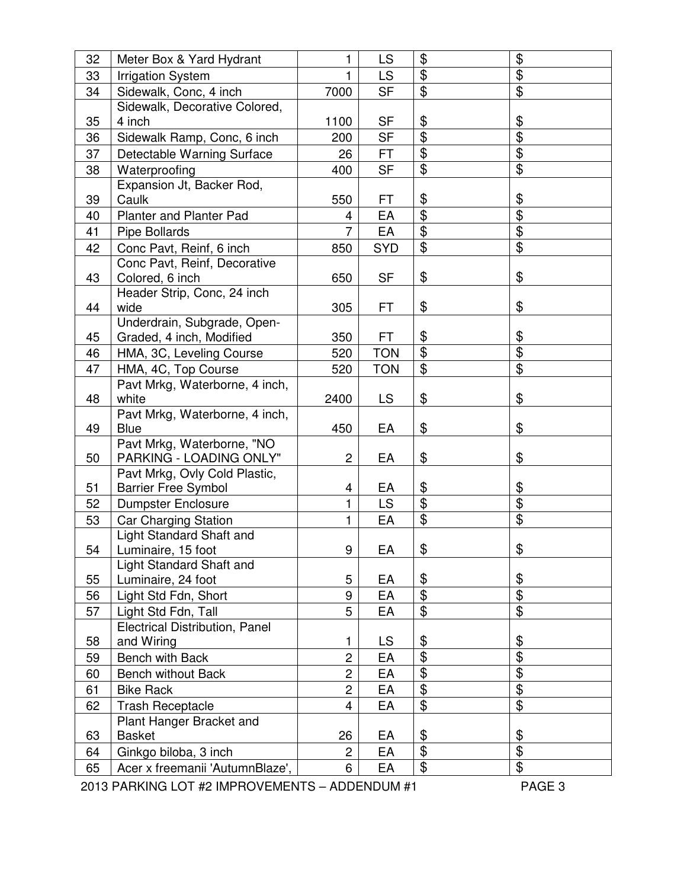| 32 | Meter Box & Yard Hydrant | 1 | LS | $ | $ |
|---|---|---|---|---|---|
| 33 | Irrigation System | 1 | LS | $ | $ |
| 34 | Sidewalk, Conc, 4 inch | 7000 | SF | $ | $ |
| 35 | Sidewalk, Decorative Colored, 4 inch | 1100 | SF | $ | $ |
| 36 | Sidewalk Ramp, Conc, 6 inch | 200 | SF | $ | $ |
| 37 | Detectable Warning Surface | 26 | FT | $ | $ |
| 38 | Waterproofing | 400 | SF | $ | $ |
| 39 | Expansion Jt, Backer Rod, Caulk | 550 | FT | $ | $ |
| 40 | Planter and Planter Pad | 4 | EA | $ | $ |
| 41 | Pipe Bollards | 7 | EA | $ | $ |
| 42 | Conc Pavt, Reinf, 6 inch | 850 | SYD | $ | $ |
| 43 | Conc Pavt, Reinf, Decorative Colored, 6 inch | 650 | SF | $ | $ |
| 44 | Header Strip, Conc, 24 inch wide | 305 | FT | $ | $ |
| 45 | Underdrain, Subgrade, Open-Graded, 4 inch, Modified | 350 | FT | $ | $ |
| 46 | HMA, 3C, Leveling Course | 520 | TON | $ | $ |
| 47 | HMA, 4C, Top Course | 520 | TON | $ | $ |
| 48 | Pavt Mrkg, Waterborne, 4 inch, white | 2400 | LS | $ | $ |
| 49 | Pavt Mrkg, Waterborne, 4 inch, Blue | 450 | EA | $ | $ |
| 50 | Pavt Mrkg, Waterborne, "NO PARKING - LOADING ONLY" | 2 | EA | $ | $ |
| 51 | Pavt Mrkg, Ovly Cold Plastic, Barrier Free Symbol | 4 | EA | $ | $ |
| 52 | Dumpster Enclosure | 1 | LS | $ | $ |
| 53 | Car Charging Station | 1 | EA | $ | $ |
| 54 | Light Standard Shaft and Luminaire, 15 foot | 9 | EA | $ | $ |
| 55 | Light Standard Shaft and Luminaire, 24 foot | 5 | EA | $ | $ |
| 56 | Light Std Fdn, Short | 9 | EA | $ | $ |
| 57 | Light Std Fdn, Tall | 5 | EA | $ | $ |
| 58 | Electrical Distribution, Panel and Wiring | 1 | LS | $ | $ |
| 59 | Bench with Back | 2 | EA | $ | $ |
| 60 | Bench without Back | 2 | EA | $ | $ |
| 61 | Bike Rack | 2 | EA | $ | $ |
| 62 | Trash Receptacle | 4 | EA | $ | $ |
| 63 | Plant Hanger Bracket and Basket | 26 | EA | $ | $ |
| 64 | Ginkgo biloba, 3 inch | 2 | EA | $ | $ |
| 65 | Acer x freemanii 'AutumnBlaze', | 6 | EA | $ | $ |

2013 PARKING LOT #2 IMPROVEMENTS – ADDENDUM #1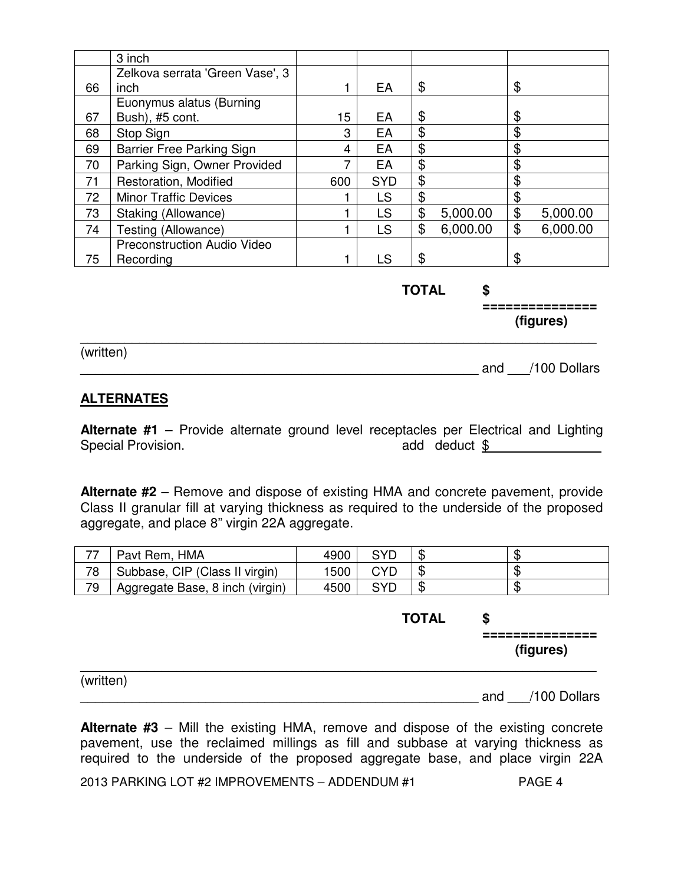| | | | | | |
|---|---|---|---|---|---|
| | 3 inch | | | | |
| 66 | Zelkova serrata 'Green Vase', 3 inch | 1 | EA | $ | $ |
| 67 | Euonymus alatus (Burning Bush), #5 cont. | 15 | EA | $ | $ |
| 68 | Stop Sign | 3 | EA | $ | $ |
| 69 | Barrier Free Parking Sign | 4 | EA | $ | $ |
| 70 | Parking Sign, Owner Provided | 7 | EA | $ | $ |
| 71 | Restoration, Modified | 600 | SYD | $ | $ |
| 72 | Minor Traffic Devices | 1 | LS | $ | $ |
| 73 | Staking (Allowance) | 1 | LS | $ 5,000.00 | $ 5,000.00 |
| 74 | Testing (Allowance) | 1 | LS | $ 6,000.00 | $ 6,000.00 |
| 75 | Preconstruction Audio Video Recording | 1 | LS | $ | $ |

**TOTAL $**
**===============**
**(figures)**

______________________________________________________________________

(written)

_______________________________________________________ and ___/100 Dollars

## ALTERNATES

**Alternate #1** – Provide alternate ground level receptacles per Electrical and Lighting Special Provision. add deduct $_______________

**Alternate #2** – Remove and dispose of existing HMA and concrete pavement, provide Class II granular fill at varying thickness as required to the underside of the proposed aggregate, and place 8" virgin 22A aggregate.

| | | | | | |
|---|---|---|---|---|---|
| 77 | Pavt Rem, HMA | 4900 | SYD | $ | $ |
| 78 | Subbase, CIP (Class II virgin) | 1500 | CYD | $ | $ |
| 79 | Aggregate Base, 8 inch (virgin) | 4500 | SYD | $ | $ |

**TOTAL $**
**===============**
**(figures)**

______________________________________________________________________

(written)

_______________________________________________________ and ___/100 Dollars

**Alternate #3** – Mill the existing HMA, remove and dispose of the existing concrete pavement, use the reclaimed millings as fill and subbase at varying thickness as required to the underside of the proposed aggregate base, and place virgin 22A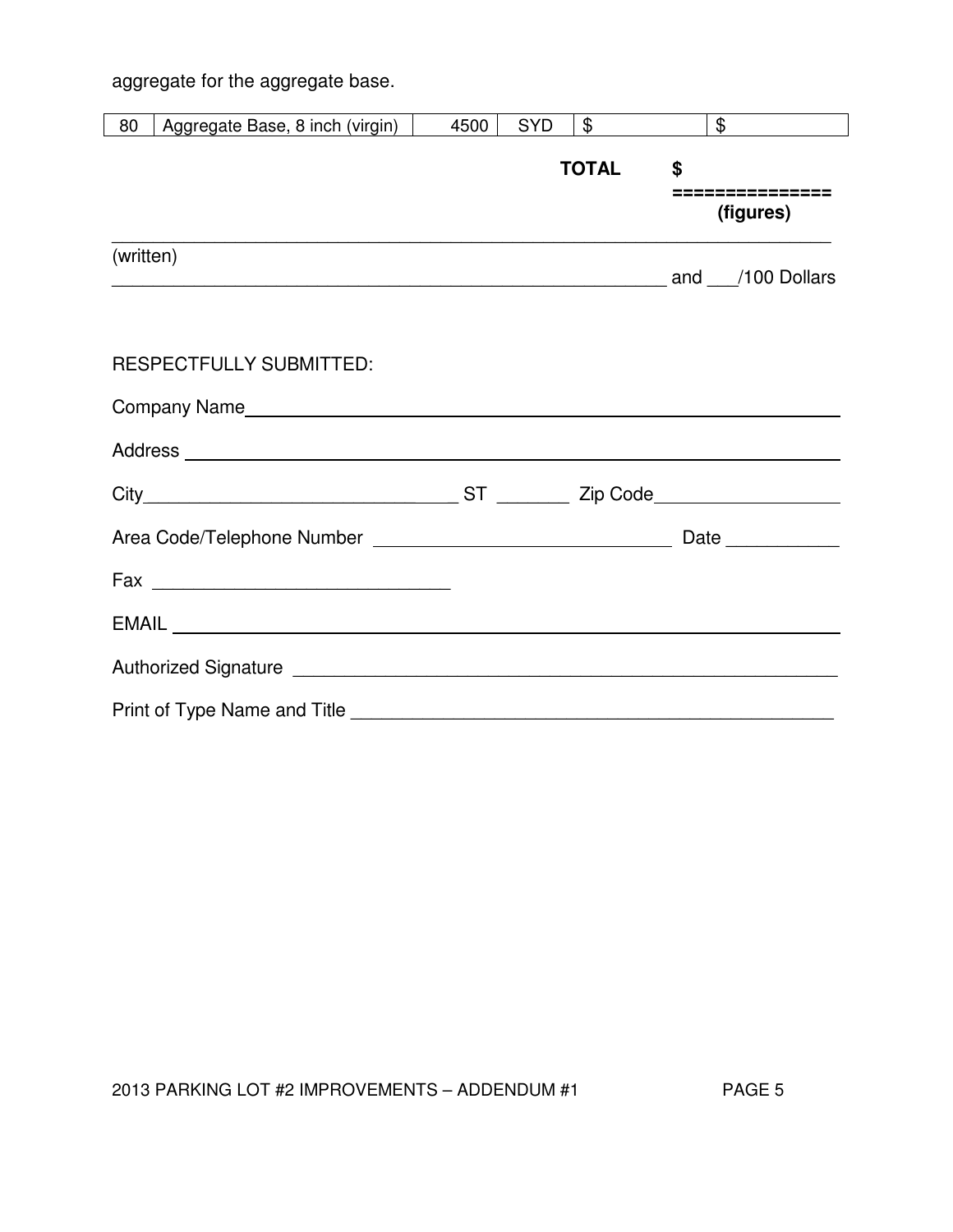aggregate for the aggregate base.

| 80 | Aggregate Base, 8 inch (virgin) | 4500 | SYD | $ | $ |
|---|---|---|---|---|---|

**TOTAL** **$ ===============**
**(figures)**

_______________________________________________________________________
(written)
_____________________________________________________ and ___/100 Dollars

RESPECTFULLY SUBMITTED:

Company Name_______________________________________________________

Address ___________________________________________________________

City______________________________ ST _______ Zip Code__________________

Area Code/Telephone Number ____________________________ Date ___________

Fax _____________________________

EMAIL _____________________________________________________________

Authorized Signature _____________________________________________________

Print of Type Name and Title _______________________________________________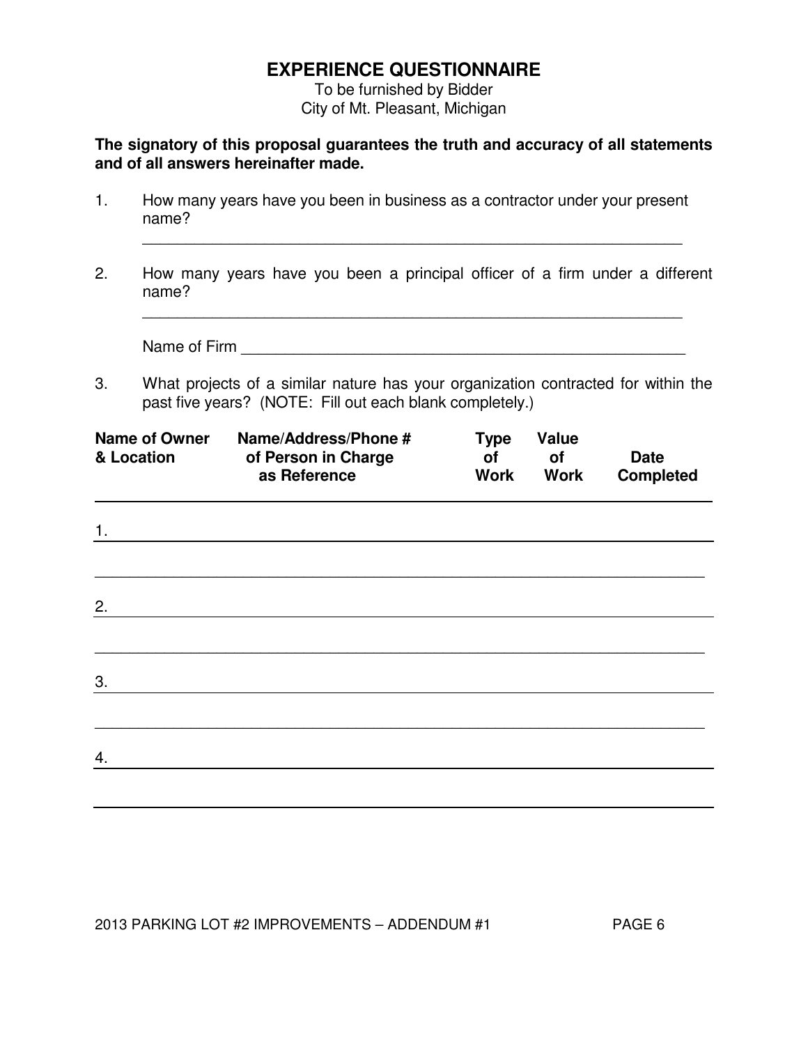# EXPERIENCE QUESTIONNAIRE

To be furnished by Bidder
City of Mt. Pleasant, Michigan

**The signatory of this proposal guarantees the truth and accuracy of all statements and of all answers hereinafter made.**

1. How many years have you been in business as a contractor under your present name?

   \_\_\_\_\_\_\_\_\_\_\_\_\_\_\_\_\_\_\_\_\_\_\_\_\_\_\_\_\_\_\_\_\_\_\_\_\_\_\_\_\_\_\_\_\_\_\_\_\_\_\_\_\_\_\_\_\_\_\_\_\_\_

2. How many years have you been a principal officer of a firm under a different name?

   \_\_\_\_\_\_\_\_\_\_\_\_\_\_\_\_\_\_\_\_\_\_\_\_\_\_\_\_\_\_\_\_\_\_\_\_\_\_\_\_\_\_\_\_\_\_\_\_\_\_\_\_\_\_\_\_\_\_\_\_\_\_

   Name of Firm \_\_\_\_\_\_\_\_\_\_\_\_\_\_\_\_\_\_\_\_\_\_\_\_\_\_\_\_\_\_\_\_\_\_\_\_\_\_\_\_\_\_\_\_\_\_\_\_\_\_

3. What projects of a similar nature has your organization contracted for within the past five years? (NOTE: Fill out each blank completely.)

| Name of Owner & Location | Name/Address/Phone # of Person in Charge as Reference | Type of Work | Value of Work | Date Completed |
|---|---|---|---|---|
| 1. | | | | |
| | | | | |
| 2. | | | | |
| | | | | |
| 3. | | | | |
| | | | | |
| 4. | | | | |
| | | | | |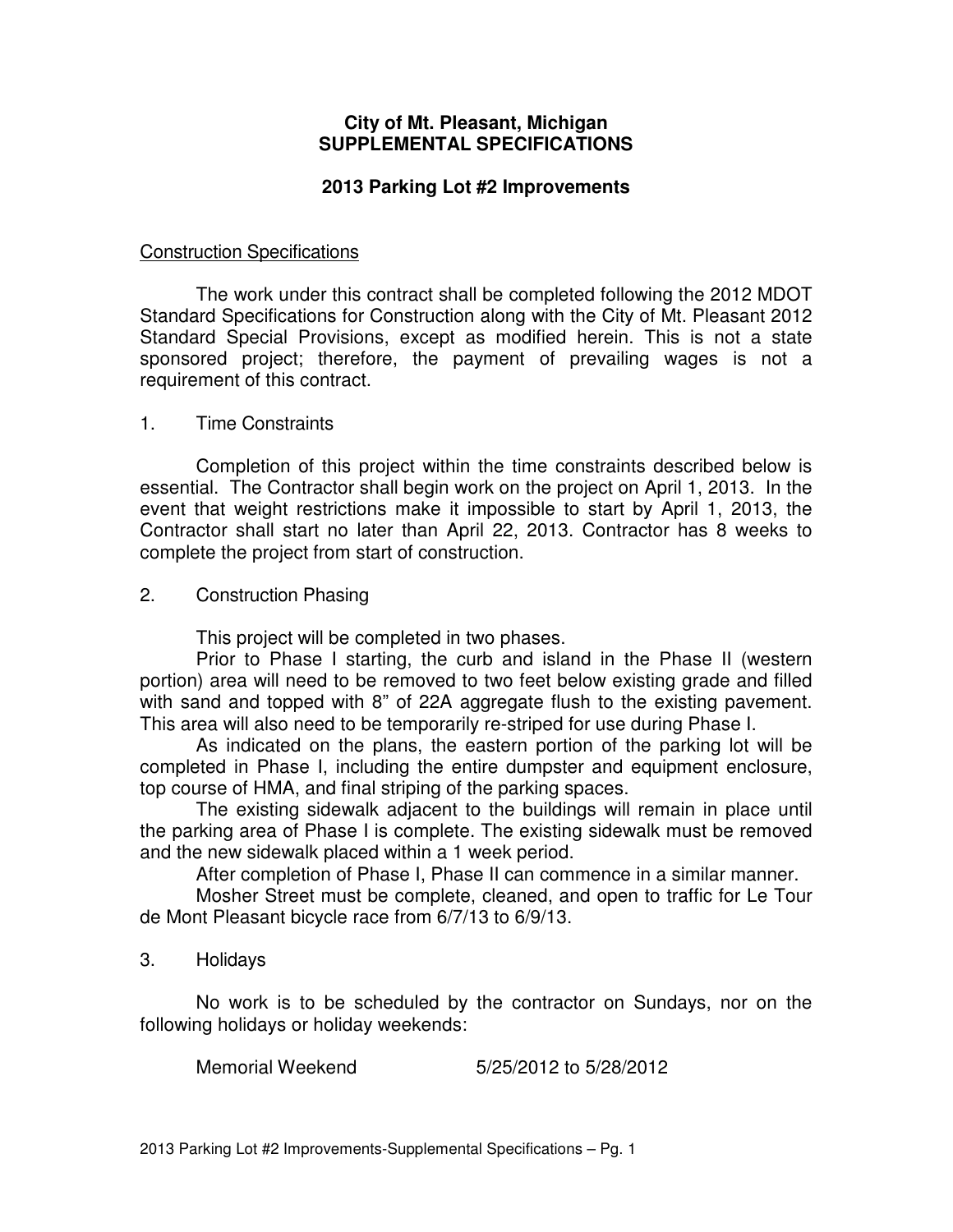# City of Mt. Pleasant, Michigan
# SUPPLEMENTAL SPECIFICATIONS

## 2013 Parking Lot #2 Improvements

<u>Construction Specifications</u>

The work under this contract shall be completed following the 2012 MDOT Standard Specifications for Construction along with the City of Mt. Pleasant 2012 Standard Special Provisions, except as modified herein. This is not a state sponsored project; therefore, the payment of prevailing wages is not a requirement of this contract.

1. Time Constraints

Completion of this project within the time constraints described below is essential. The Contractor shall begin work on the project on April 1, 2013. In the event that weight restrictions make it impossible to start by April 1, 2013, the Contractor shall start no later than April 22, 2013. Contractor has 8 weeks to complete the project from start of construction.

2. Construction Phasing

This project will be completed in two phases.

Prior to Phase I starting, the curb and island in the Phase II (western portion) area will need to be removed to two feet below existing grade and filled with sand and topped with 8" of 22A aggregate flush to the existing pavement. This area will also need to be temporarily re-striped for use during Phase I.

As indicated on the plans, the eastern portion of the parking lot will be completed in Phase I, including the entire dumpster and equipment enclosure, top course of HMA, and final striping of the parking spaces.

The existing sidewalk adjacent to the buildings will remain in place until the parking area of Phase I is complete. The existing sidewalk must be removed and the new sidewalk placed within a 1 week period.

After completion of Phase I, Phase II can commence in a similar manner.

Mosher Street must be complete, cleaned, and open to traffic for Le Tour de Mont Pleasant bicycle race from 6/7/13 to 6/9/13.

3. Holidays

No work is to be scheduled by the contractor on Sundays, nor on the following holidays or holiday weekends:

Memorial Weekend 5/25/2012 to 5/28/2012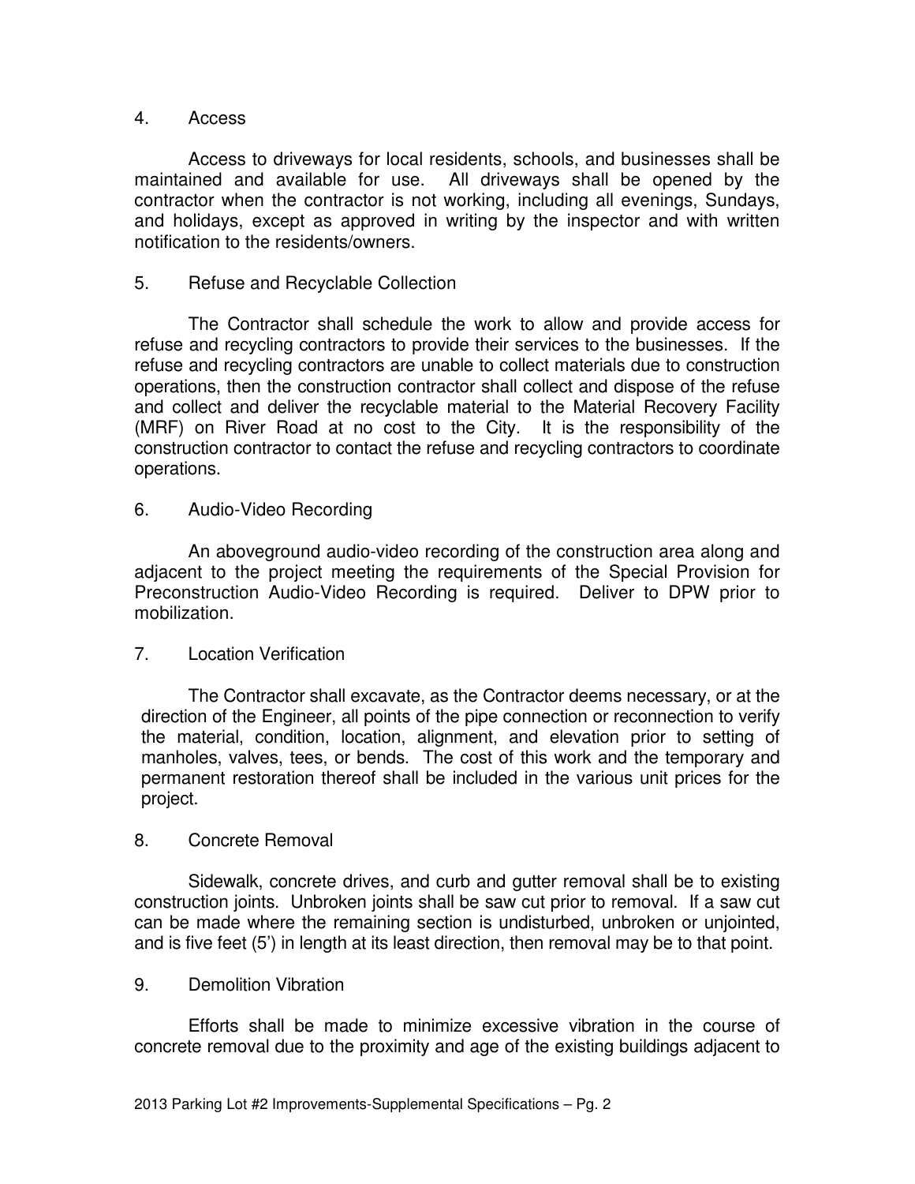## 4. Access

Access to driveways for local residents, schools, and businesses shall be maintained and available for use. All driveways shall be opened by the contractor when the contractor is not working, including all evenings, Sundays, and holidays, except as approved in writing by the inspector and with written notification to the residents/owners.

## 5. Refuse and Recyclable Collection

The Contractor shall schedule the work to allow and provide access for refuse and recycling contractors to provide their services to the businesses. If the refuse and recycling contractors are unable to collect materials due to construction operations, then the construction contractor shall collect and dispose of the refuse and collect and deliver the recyclable material to the Material Recovery Facility (MRF) on River Road at no cost to the City. It is the responsibility of the construction contractor to contact the refuse and recycling contractors to coordinate operations.

## 6. Audio-Video Recording

An aboveground audio-video recording of the construction area along and adjacent to the project meeting the requirements of the Special Provision for Preconstruction Audio-Video Recording is required. Deliver to DPW prior to mobilization.

## 7. Location Verification

The Contractor shall excavate, as the Contractor deems necessary, or at the direction of the Engineer, all points of the pipe connection or reconnection to verify the material, condition, location, alignment, and elevation prior to setting of manholes, valves, tees, or bends. The cost of this work and the temporary and permanent restoration thereof shall be included in the various unit prices for the project.

## 8. Concrete Removal

Sidewalk, concrete drives, and curb and gutter removal shall be to existing construction joints. Unbroken joints shall be saw cut prior to removal. If a saw cut can be made where the remaining section is undisturbed, unbroken or unjointed, and is five feet (5') in length at its least direction, then removal may be to that point.

## 9. Demolition Vibration

Efforts shall be made to minimize excessive vibration in the course of concrete removal due to the proximity and age of the existing buildings adjacent to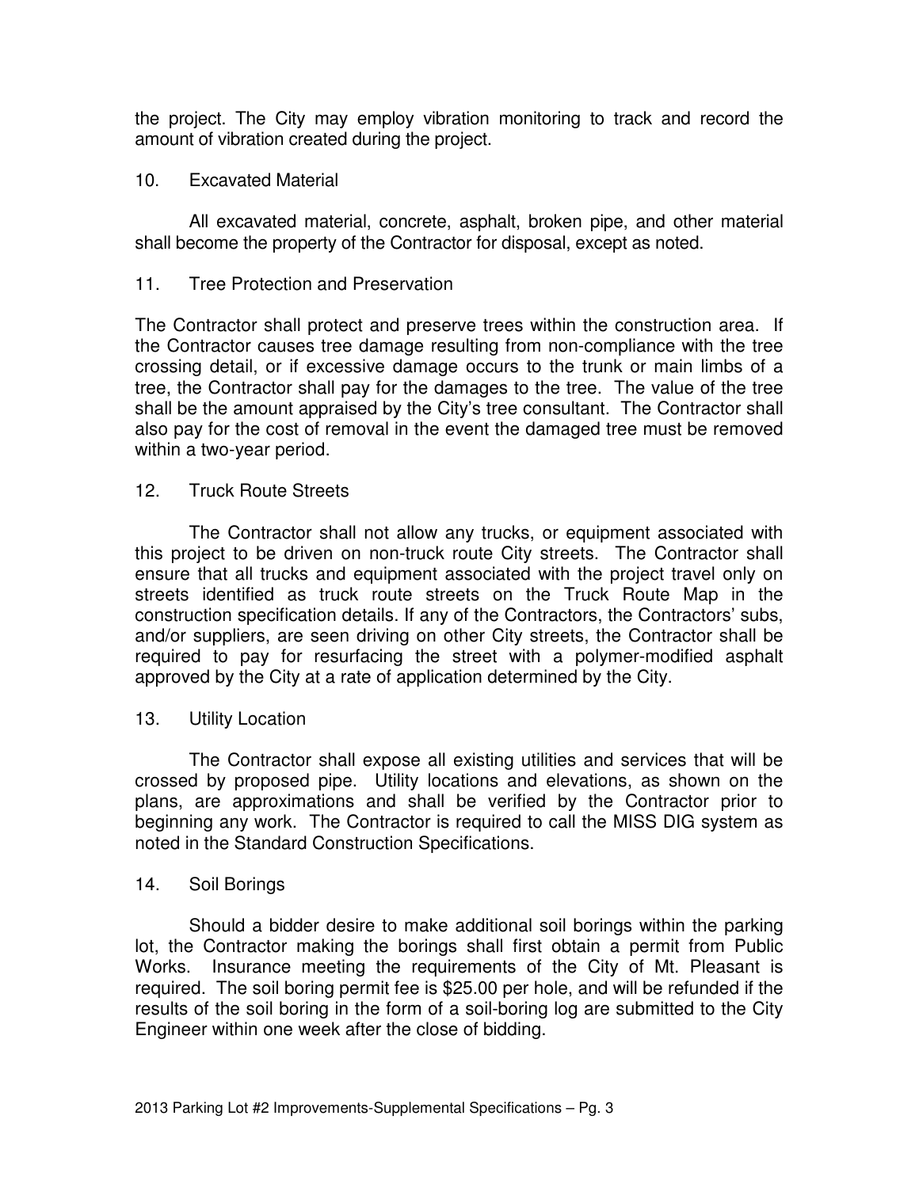the project. The City may employ vibration monitoring to track and record the amount of vibration created during the project.

10. Excavated Material

All excavated material, concrete, asphalt, broken pipe, and other material shall become the property of the Contractor for disposal, except as noted.

11. Tree Protection and Preservation

The Contractor shall protect and preserve trees within the construction area. If the Contractor causes tree damage resulting from non-compliance with the tree crossing detail, or if excessive damage occurs to the trunk or main limbs of a tree, the Contractor shall pay for the damages to the tree. The value of the tree shall be the amount appraised by the City's tree consultant. The Contractor shall also pay for the cost of removal in the event the damaged tree must be removed within a two-year period.

12. Truck Route Streets

The Contractor shall not allow any trucks, or equipment associated with this project to be driven on non-truck route City streets. The Contractor shall ensure that all trucks and equipment associated with the project travel only on streets identified as truck route streets on the Truck Route Map in the construction specification details. If any of the Contractors, the Contractors' subs, and/or suppliers, are seen driving on other City streets, the Contractor shall be required to pay for resurfacing the street with a polymer-modified asphalt approved by the City at a rate of application determined by the City.

13. Utility Location

The Contractor shall expose all existing utilities and services that will be crossed by proposed pipe. Utility locations and elevations, as shown on the plans, are approximations and shall be verified by the Contractor prior to beginning any work. The Contractor is required to call the MISS DIG system as noted in the Standard Construction Specifications.

14. Soil Borings

Should a bidder desire to make additional soil borings within the parking lot, the Contractor making the borings shall first obtain a permit from Public Works. Insurance meeting the requirements of the City of Mt. Pleasant is required. The soil boring permit fee is $25.00 per hole, and will be refunded if the results of the soil boring in the form of a soil-boring log are submitted to the City Engineer within one week after the close of bidding.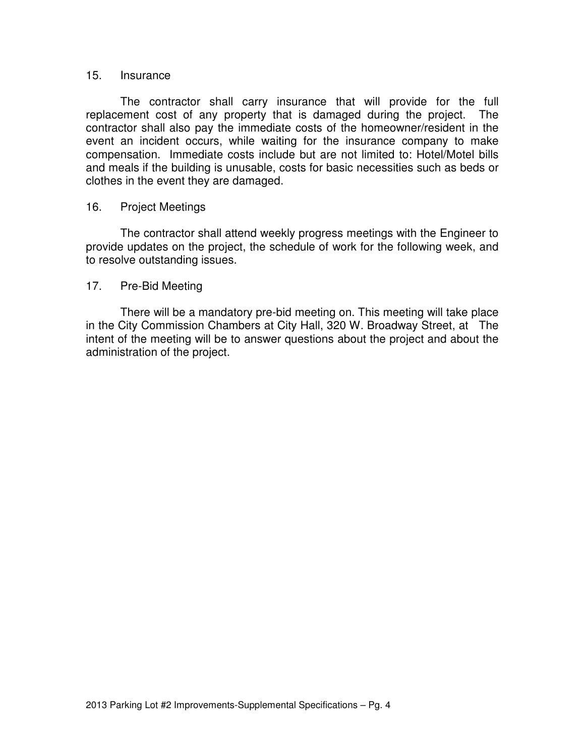## 15. Insurance

The contractor shall carry insurance that will provide for the full replacement cost of any property that is damaged during the project. The contractor shall also pay the immediate costs of the homeowner/resident in the event an incident occurs, while waiting for the insurance company to make compensation. Immediate costs include but are not limited to: Hotel/Motel bills and meals if the building is unusable, costs for basic necessities such as beds or clothes in the event they are damaged.

## 16. Project Meetings

The contractor shall attend weekly progress meetings with the Engineer to provide updates on the project, the schedule of work for the following week, and to resolve outstanding issues.

## 17. Pre-Bid Meeting

There will be a mandatory pre-bid meeting on. This meeting will take place in the City Commission Chambers at City Hall, 320 W. Broadway Street, at The intent of the meeting will be to answer questions about the project and about the administration of the project.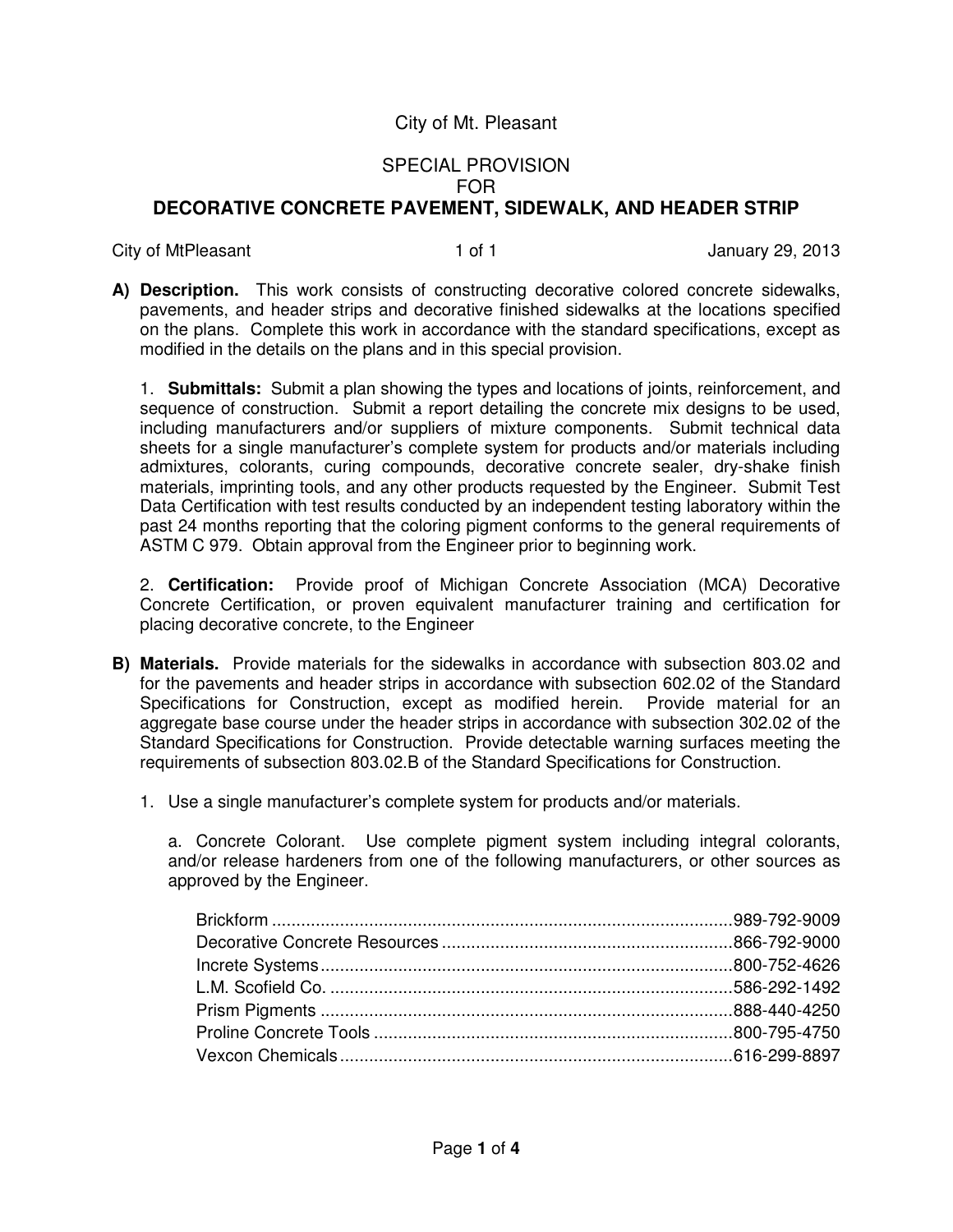City of Mt. Pleasant

SPECIAL PROVISION
FOR
**DECORATIVE CONCRETE PAVEMENT, SIDEWALK, AND HEADER STRIP**

City of MtPleasant 1 of 1 January 29, 2013

**A) Description.** This work consists of constructing decorative colored concrete sidewalks, pavements, and header strips and decorative finished sidewalks at the locations specified on the plans. Complete this work in accordance with the standard specifications, except as modified in the details on the plans and in this special provision.

1. **Submittals:** Submit a plan showing the types and locations of joints, reinforcement, and sequence of construction. Submit a report detailing the concrete mix designs to be used, including manufacturers and/or suppliers of mixture components. Submit technical data sheets for a single manufacturer's complete system for products and/or materials including admixtures, colorants, curing compounds, decorative concrete sealer, dry-shake finish materials, imprinting tools, and any other products requested by the Engineer. Submit Test Data Certification with test results conducted by an independent testing laboratory within the past 24 months reporting that the coloring pigment conforms to the general requirements of ASTM C 979. Obtain approval from the Engineer prior to beginning work.

2. **Certification:** Provide proof of Michigan Concrete Association (MCA) Decorative Concrete Certification, or proven equivalent manufacturer training and certification for placing decorative concrete, to the Engineer

**B) Materials.** Provide materials for the sidewalks in accordance with subsection 803.02 and for the pavements and header strips in accordance with subsection 602.02 of the Standard Specifications for Construction, except as modified herein. Provide material for an aggregate base course under the header strips in accordance with subsection 302.02 of the Standard Specifications for Construction. Provide detectable warning surfaces meeting the requirements of subsection 803.02.B of the Standard Specifications for Construction.

1. Use a single manufacturer's complete system for products and/or materials.

   a. Concrete Colorant. Use complete pigment system including integral colorants, and/or release hardeners from one of the following manufacturers, or other sources as approved by the Engineer.

   Brickform ....................................................................................989-792-9009
   Decorative Concrete Resources ..........................................................866-792-9000
   Increte Systems.............................................................................800-752-4626
   L.M. Scofield Co. ..........................................................................586-292-1492
   Prism Pigments .............................................................................888-440-4250
   Proline Concrete Tools ..................................................................800-795-4750
   Vexcon Chemicals..........................................................................616-299-8897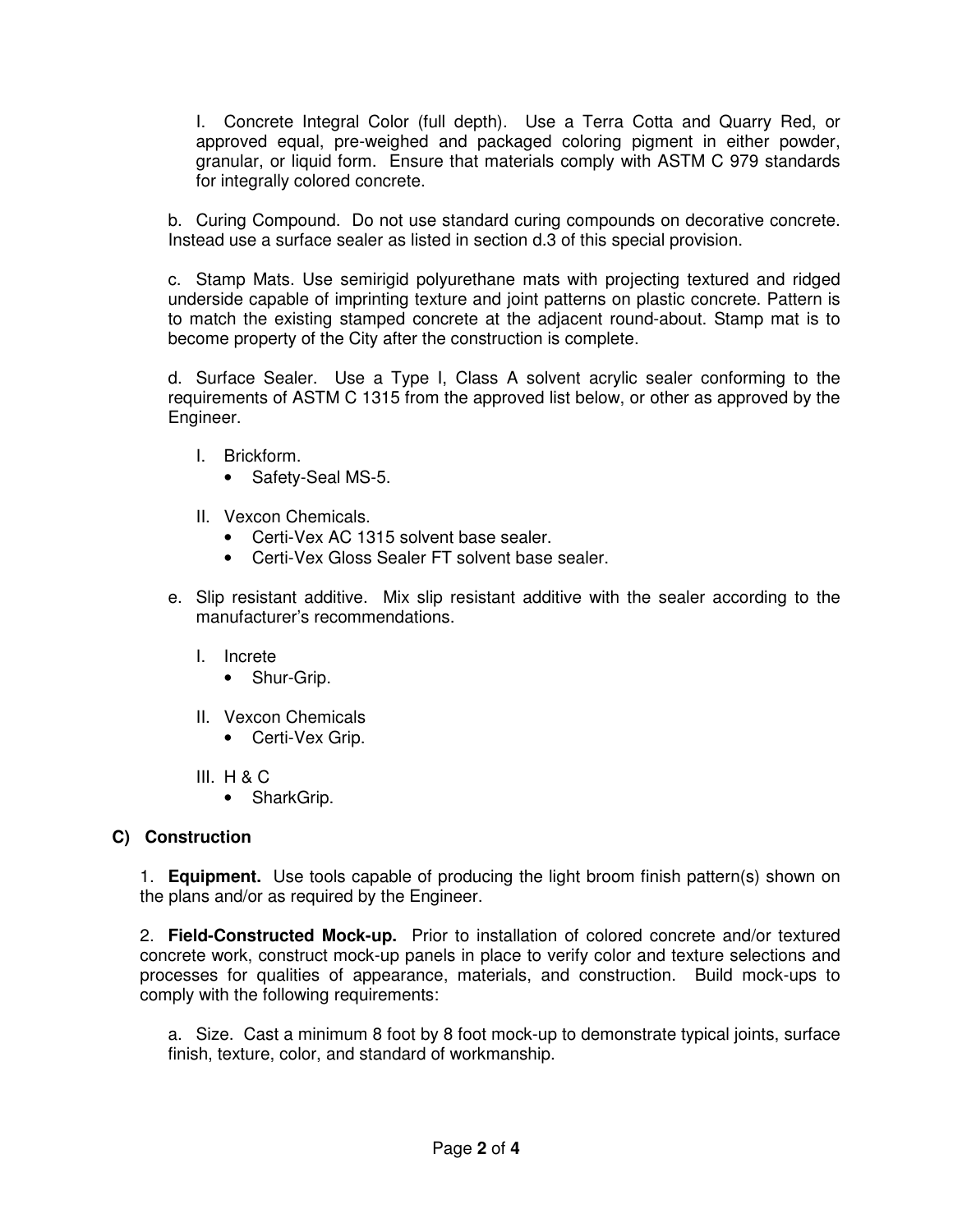I. Concrete Integral Color (full depth). Use a Terra Cotta and Quarry Red, or approved equal, pre-weighed and packaged coloring pigment in either powder, granular, or liquid form. Ensure that materials comply with ASTM C 979 standards for integrally colored concrete.

b. Curing Compound. Do not use standard curing compounds on decorative concrete. Instead use a surface sealer as listed in section d.3 of this special provision.

c. Stamp Mats. Use semirigid polyurethane mats with projecting textured and ridged underside capable of imprinting texture and joint patterns on plastic concrete. Pattern is to match the existing stamped concrete at the adjacent round-about. Stamp mat is to become property of the City after the construction is complete.

d. Surface Sealer. Use a Type I, Class A solvent acrylic sealer conforming to the requirements of ASTM C 1315 from the approved list below, or other as approved by the Engineer.

I. Brickform.
- Safety-Seal MS-5.

II. Vexcon Chemicals.
- Certi-Vex AC 1315 solvent base sealer.
- Certi-Vex Gloss Sealer FT solvent base sealer.

e. Slip resistant additive. Mix slip resistant additive with the sealer according to the manufacturer's recommendations.

I. Increte
- Shur-Grip.

II. Vexcon Chemicals
- Certi-Vex Grip.

III. H & C
- SharkGrip.

**C) Construction**

1. **Equipment.** Use tools capable of producing the light broom finish pattern(s) shown on the plans and/or as required by the Engineer.

2. **Field-Constructed Mock-up.** Prior to installation of colored concrete and/or textured concrete work, construct mock-up panels in place to verify color and texture selections and processes for qualities of appearance, materials, and construction. Build mock-ups to comply with the following requirements:

a. Size. Cast a minimum 8 foot by 8 foot mock-up to demonstrate typical joints, surface finish, texture, color, and standard of workmanship.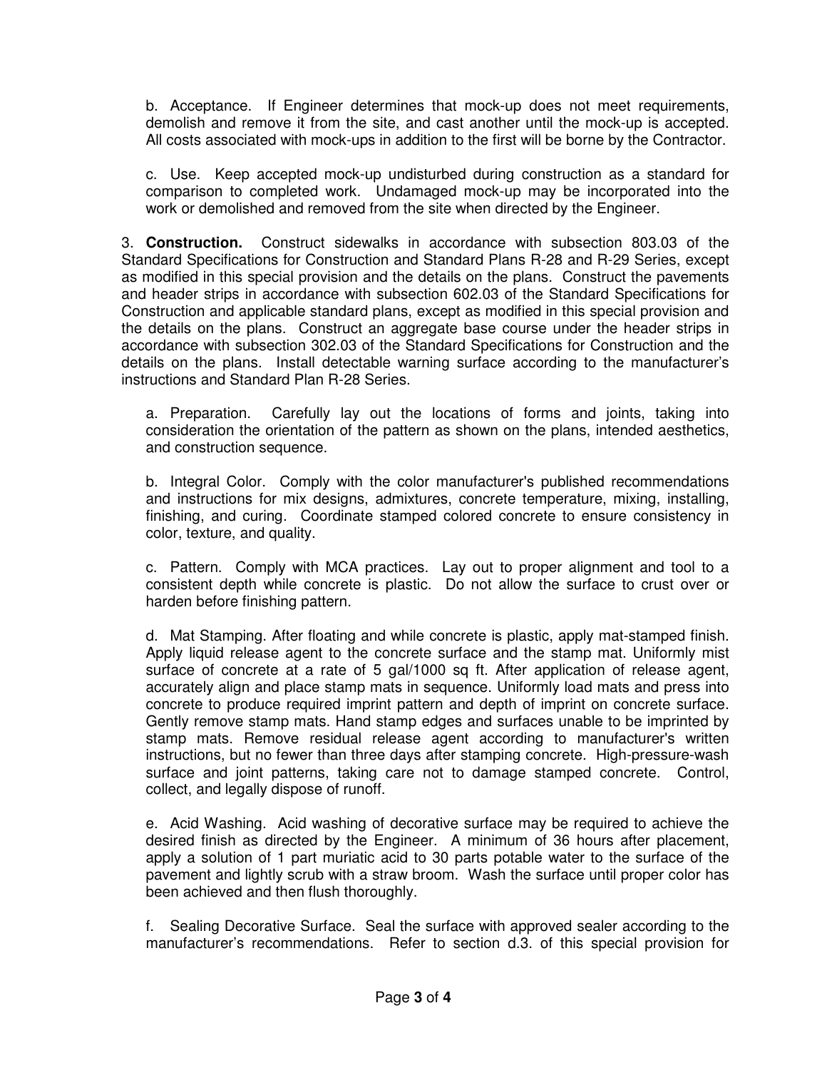b. Acceptance. If Engineer determines that mock-up does not meet requirements, demolish and remove it from the site, and cast another until the mock-up is accepted. All costs associated with mock-ups in addition to the first will be borne by the Contractor.

c. Use. Keep accepted mock-up undisturbed during construction as a standard for comparison to completed work. Undamaged mock-up may be incorporated into the work or demolished and removed from the site when directed by the Engineer.

3. **Construction.** Construct sidewalks in accordance with subsection 803.03 of the Standard Specifications for Construction and Standard Plans R-28 and R-29 Series, except as modified in this special provision and the details on the plans. Construct the pavements and header strips in accordance with subsection 602.03 of the Standard Specifications for Construction and applicable standard plans, except as modified in this special provision and the details on the plans. Construct an aggregate base course under the header strips in accordance with subsection 302.03 of the Standard Specifications for Construction and the details on the plans. Install detectable warning surface according to the manufacturer's instructions and Standard Plan R-28 Series.

a. Preparation. Carefully lay out the locations of forms and joints, taking into consideration the orientation of the pattern as shown on the plans, intended aesthetics, and construction sequence.

b. Integral Color. Comply with the color manufacturer's published recommendations and instructions for mix designs, admixtures, concrete temperature, mixing, installing, finishing, and curing. Coordinate stamped colored concrete to ensure consistency in color, texture, and quality.

c. Pattern. Comply with MCA practices. Lay out to proper alignment and tool to a consistent depth while concrete is plastic. Do not allow the surface to crust over or harden before finishing pattern.

d. Mat Stamping. After floating and while concrete is plastic, apply mat-stamped finish. Apply liquid release agent to the concrete surface and the stamp mat. Uniformly mist surface of concrete at a rate of 5 gal/1000 sq ft. After application of release agent, accurately align and place stamp mats in sequence. Uniformly load mats and press into concrete to produce required imprint pattern and depth of imprint on concrete surface. Gently remove stamp mats. Hand stamp edges and surfaces unable to be imprinted by stamp mats. Remove residual release agent according to manufacturer's written instructions, but no fewer than three days after stamping concrete. High-pressure-wash surface and joint patterns, taking care not to damage stamped concrete. Control, collect, and legally dispose of runoff.

e. Acid Washing. Acid washing of decorative surface may be required to achieve the desired finish as directed by the Engineer. A minimum of 36 hours after placement, apply a solution of 1 part muriatic acid to 30 parts potable water to the surface of the pavement and lightly scrub with a straw broom. Wash the surface until proper color has been achieved and then flush thoroughly.

f. Sealing Decorative Surface. Seal the surface with approved sealer according to the manufacturer's recommendations. Refer to section d.3. of this special provision for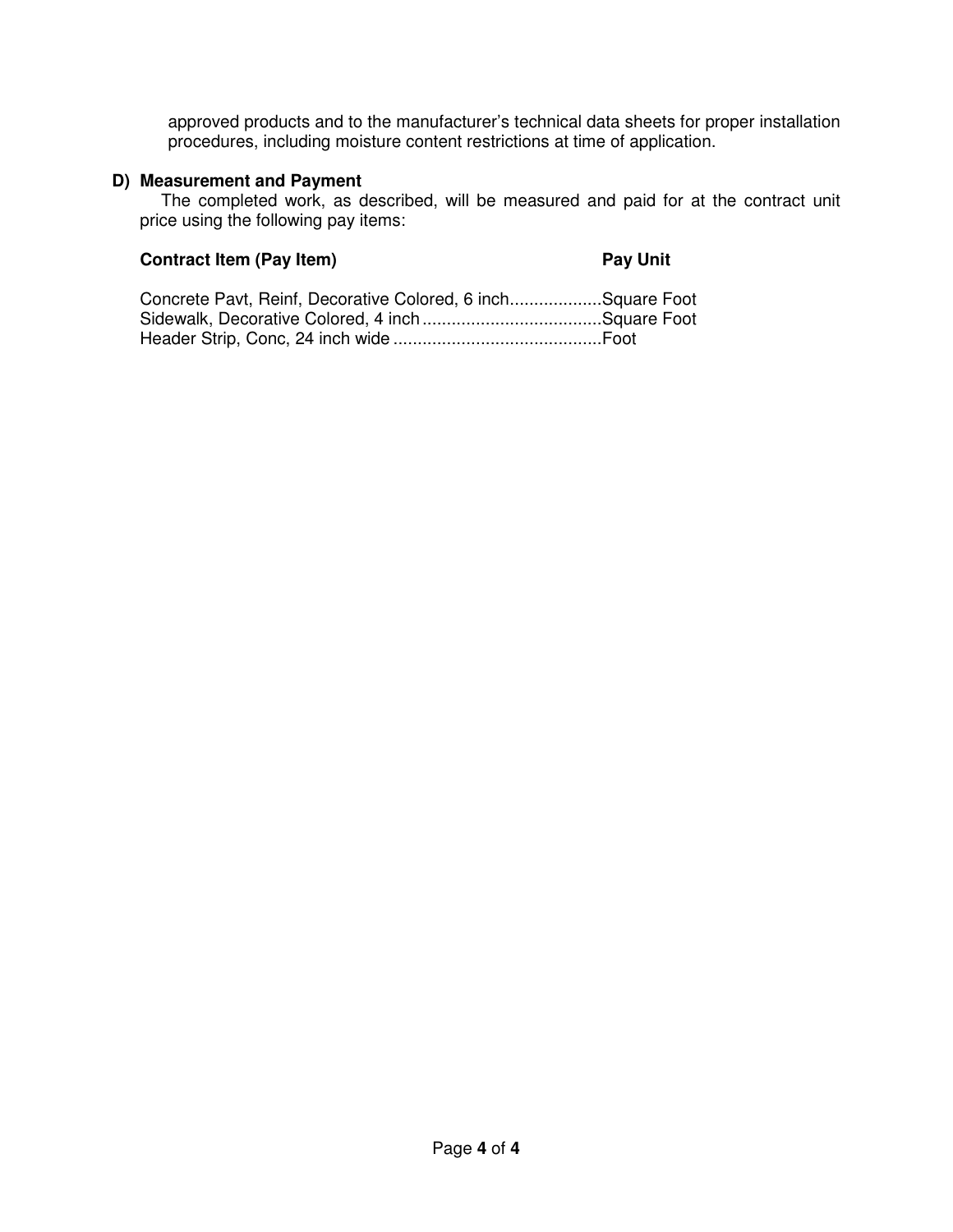approved products and to the manufacturer's technical data sheets for proper installation procedures, including moisture content restrictions at time of application.

**D) Measurement and Payment**

The completed work, as described, will be measured and paid for at the contract unit price using the following pay items:

| Contract Item (Pay Item) | Pay Unit |
|---|---|
| Concrete Pavt, Reinf, Decorative Colored, 6 inch | Square Foot |
| Sidewalk, Decorative Colored, 4 inch | Square Foot |
| Header Strip, Conc, 24 inch wide | Foot |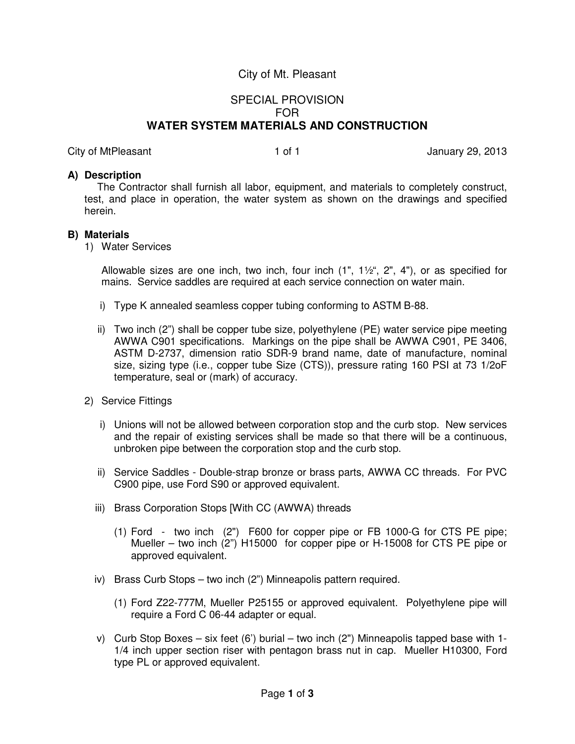City of Mt. Pleasant

SPECIAL PROVISION
FOR
**WATER SYSTEM MATERIALS AND CONSTRUCTION**

City of MtPleasant 1 of 1 January 29, 2013

**A) Description**

The Contractor shall furnish all labor, equipment, and materials to completely construct, test, and place in operation, the water system as shown on the drawings and specified herein.

**B) Materials**

1) Water Services

Allowable sizes are one inch, two inch, four inch (1", 1½", 2", 4"), or as specified for mains. Service saddles are required at each service connection on water main.

i) Type K annealed seamless copper tubing conforming to ASTM B-88.

ii) Two inch (2") shall be copper tube size, polyethylene (PE) water service pipe meeting AWWA C901 specifications. Markings on the pipe shall be AWWA C901, PE 3406, ASTM D-2737, dimension ratio SDR-9 brand name, date of manufacture, nominal size, sizing type (i.e., copper tube Size (CTS)), pressure rating 160 PSI at 73 1/2oF temperature, seal or (mark) of accuracy.

2) Service Fittings

i) Unions will not be allowed between corporation stop and the curb stop. New services and the repair of existing services shall be made so that there will be a continuous, unbroken pipe between the corporation stop and the curb stop.

ii) Service Saddles - Double-strap bronze or brass parts, AWWA CC threads. For PVC C900 pipe, use Ford S90 or approved equivalent.

iii) Brass Corporation Stops [With CC (AWWA) threads

(1) Ford - two inch (2") F600 for copper pipe or FB 1000-G for CTS PE pipe; Mueller – two inch (2") H15000 for copper pipe or H-15008 for CTS PE pipe or approved equivalent.

iv) Brass Curb Stops – two inch (2") Minneapolis pattern required.

(1) Ford Z22-777M, Mueller P25155 or approved equivalent. Polyethylene pipe will require a Ford C 06-44 adapter or equal.

v) Curb Stop Boxes – six feet (6') burial – two inch (2") Minneapolis tapped base with 1-1/4 inch upper section riser with pentagon brass nut in cap. Mueller H10300, Ford type PL or approved equivalent.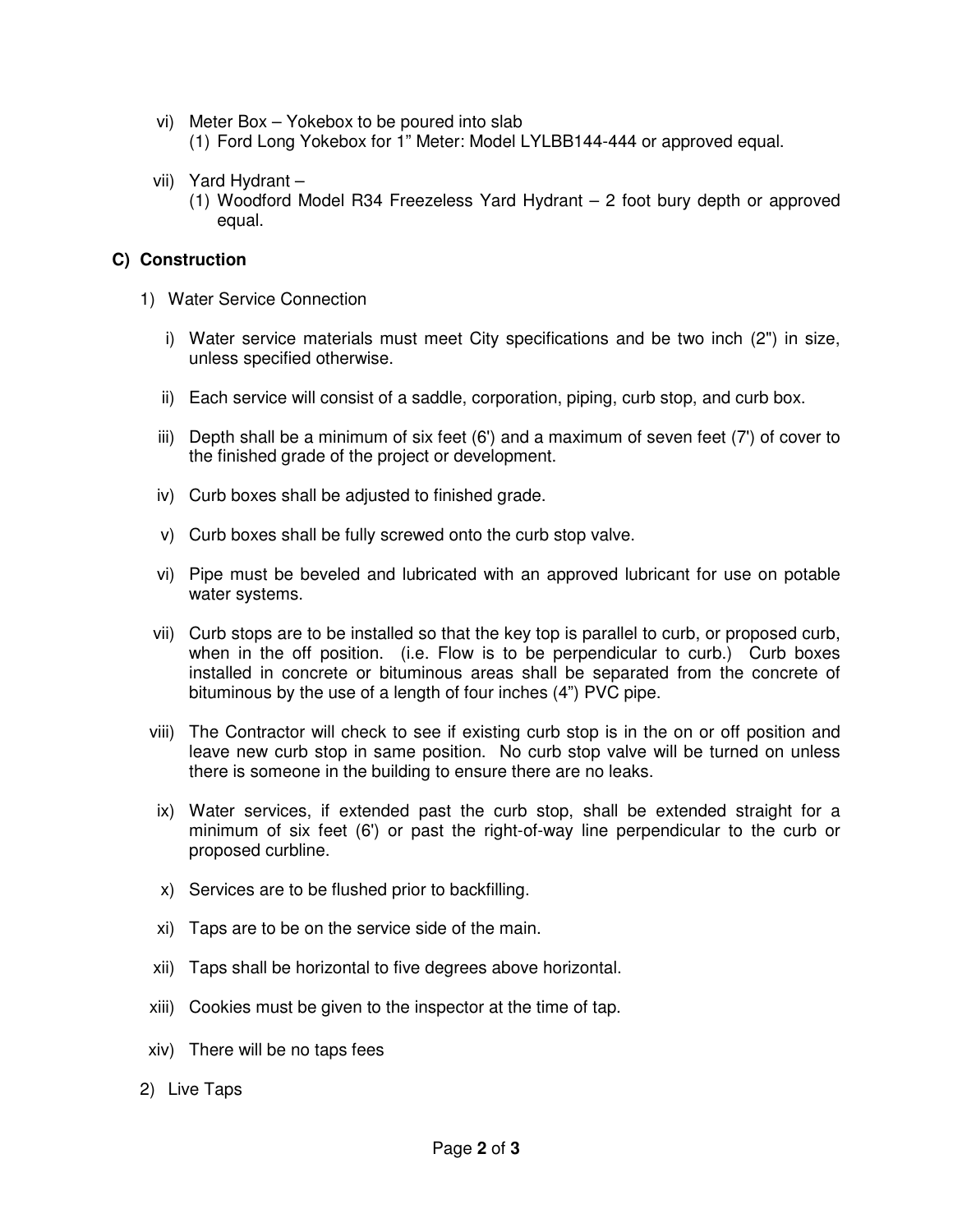vi) Meter Box – Yokebox to be poured into slab
   (1) Ford Long Yokebox for 1" Meter: Model LYLBB144-444 or approved equal.

vii) Yard Hydrant –
   (1) Woodford Model R34 Freezeless Yard Hydrant – 2 foot bury depth or approved equal.

## C) Construction

1) Water Service Connection

   i) Water service materials must meet City specifications and be two inch (2") in size, unless specified otherwise.

   ii) Each service will consist of a saddle, corporation, piping, curb stop, and curb box.

   iii) Depth shall be a minimum of six feet (6') and a maximum of seven feet (7') of cover to the finished grade of the project or development.

   iv) Curb boxes shall be adjusted to finished grade.

   v) Curb boxes shall be fully screwed onto the curb stop valve.

   vi) Pipe must be beveled and lubricated with an approved lubricant for use on potable water systems.

   vii) Curb stops are to be installed so that the key top is parallel to curb, or proposed curb, when in the off position. (i.e. Flow is to be perpendicular to curb.) Curb boxes installed in concrete or bituminous areas shall be separated from the concrete of bituminous by the use of a length of four inches (4") PVC pipe.

   viii) The Contractor will check to see if existing curb stop is in the on or off position and leave new curb stop in same position. No curb stop valve will be turned on unless there is someone in the building to ensure there are no leaks.

   ix) Water services, if extended past the curb stop, shall be extended straight for a minimum of six feet (6') or past the right-of-way line perpendicular to the curb or proposed curbline.

   x) Services are to be flushed prior to backfilling.

   xi) Taps are to be on the service side of the main.

   xii) Taps shall be horizontal to five degrees above horizontal.

   xiii) Cookies must be given to the inspector at the time of tap.

   xiv) There will be no taps fees

2) Live Taps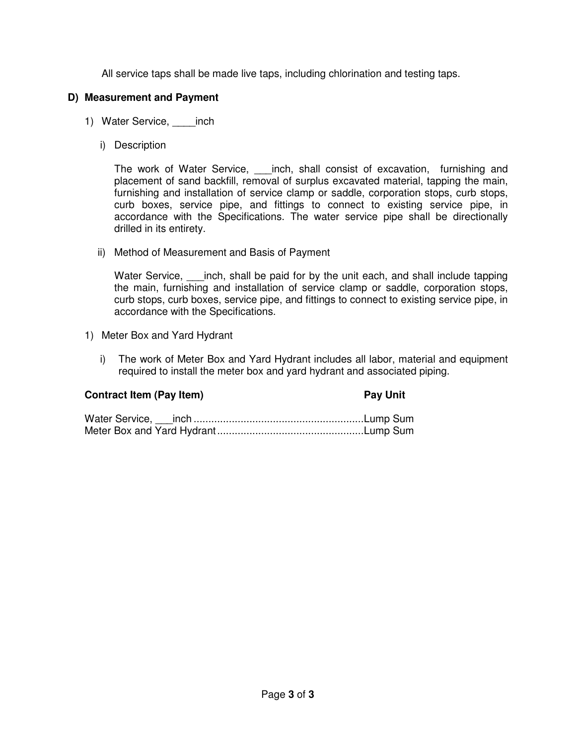All service taps shall be made live taps, including chlorination and testing taps.

**D) Measurement and Payment**

1) Water Service, ____inch

   i) Description

   The work of Water Service, ___inch, shall consist of excavation, furnishing and placement of sand backfill, removal of surplus excavated material, tapping the main, furnishing and installation of service clamp or saddle, corporation stops, curb stops, curb boxes, service pipe, and fittings to connect to existing service pipe, in accordance with the Specifications. The water service pipe shall be directionally drilled in its entirety.

   ii) Method of Measurement and Basis of Payment

   Water Service, ___inch, shall be paid for by the unit each, and shall include tapping the main, furnishing and installation of service clamp or saddle, corporation stops, curb stops, curb boxes, service pipe, and fittings to connect to existing service pipe, in accordance with the Specifications.

1) Meter Box and Yard Hydrant

   i) The work of Meter Box and Yard Hydrant includes all labor, material and equipment required to install the meter box and yard hydrant and associated piping.

| Contract Item (Pay Item) | Pay Unit |
|---|---|
| Water Service, ___inch | Lump Sum |
| Meter Box and Yard Hydrant | Lump Sum |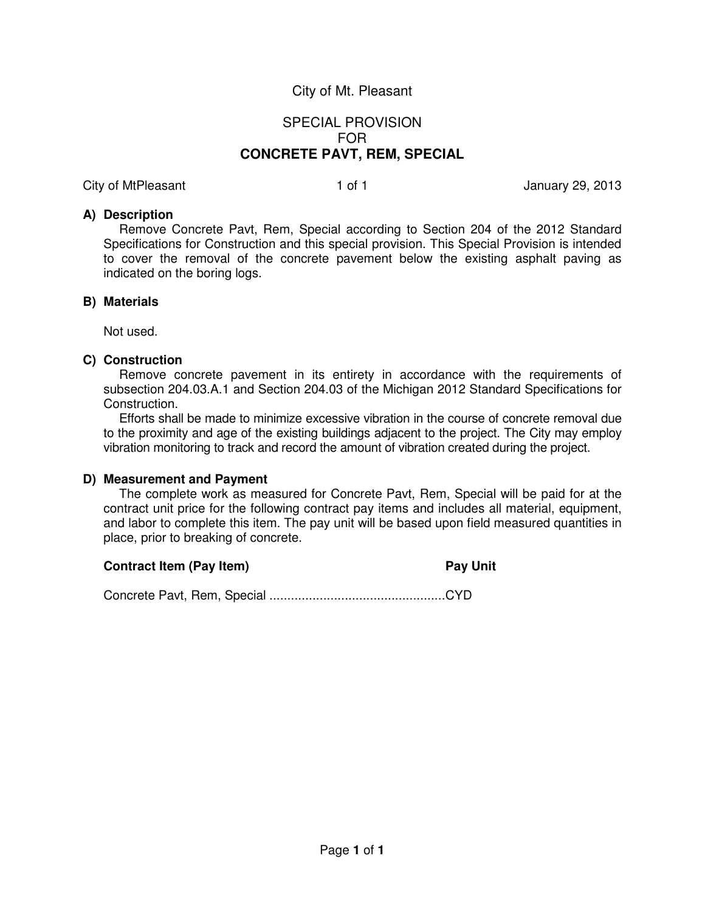City of Mt. Pleasant

SPECIAL PROVISION
FOR
**CONCRETE PAVT, REM, SPECIAL**

City of MtPleasant 1 of 1 January 29, 2013

**A) Description**

Remove Concrete Pavt, Rem, Special according to Section 204 of the 2012 Standard Specifications for Construction and this special provision. This Special Provision is intended to cover the removal of the concrete pavement below the existing asphalt paving as indicated on the boring logs.

**B) Materials**

Not used.

**C) Construction**

Remove concrete pavement in its entirety in accordance with the requirements of subsection 204.03.A.1 and Section 204.03 of the Michigan 2012 Standard Specifications for Construction.

Efforts shall be made to minimize excessive vibration in the course of concrete removal due to the proximity and age of the existing buildings adjacent to the project. The City may employ vibration monitoring to track and record the amount of vibration created during the project.

**D) Measurement and Payment**

The complete work as measured for Concrete Pavt, Rem, Special will be paid for at the contract unit price for the following contract pay items and includes all material, equipment, and labor to complete this item. The pay unit will be based upon field measured quantities in place, prior to breaking of concrete.

| **Contract Item (Pay Item)** | **Pay Unit** |
|---|---|
| Concrete Pavt, Rem, Special | CYD |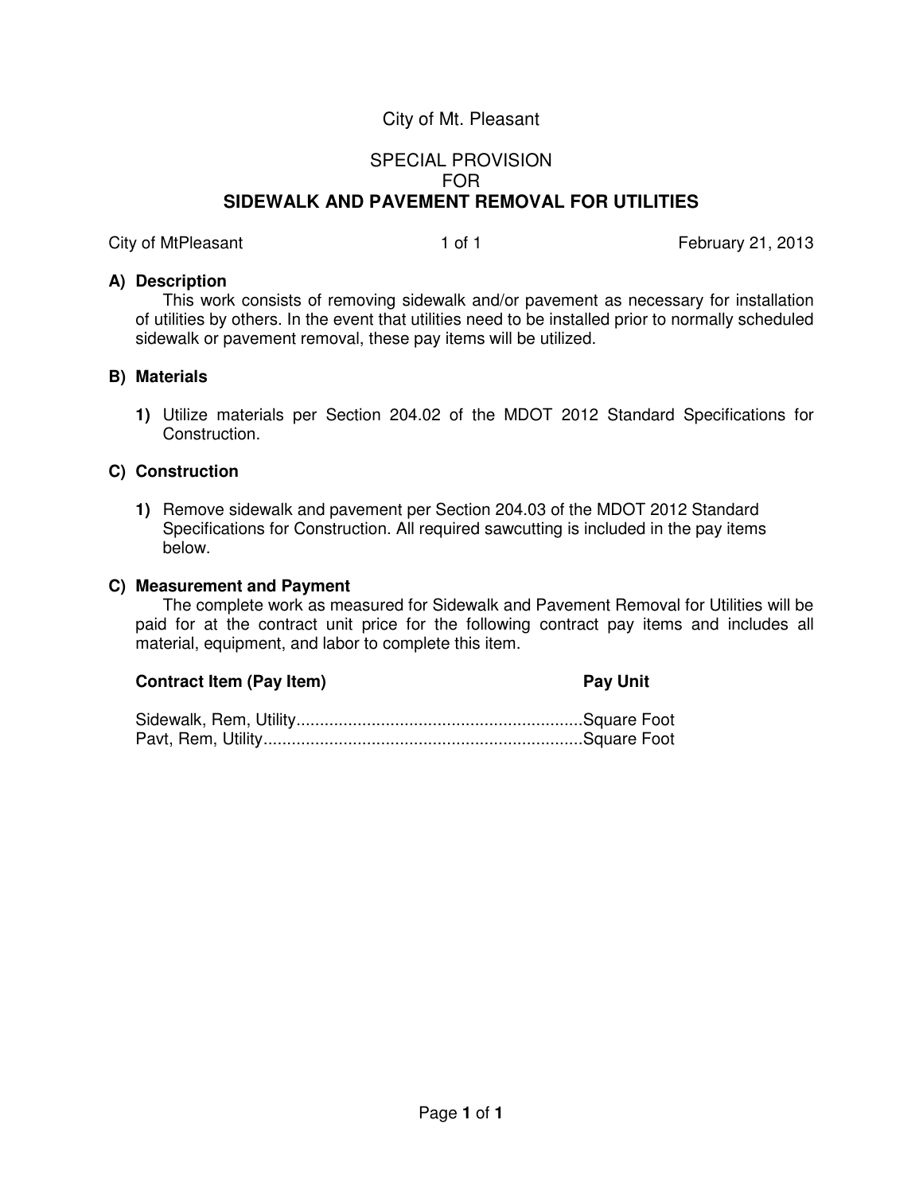City of Mt. Pleasant

SPECIAL PROVISION
FOR
**SIDEWALK AND PAVEMENT REMOVAL FOR UTILITIES**

City of MtPleasant 1 of 1 February 21, 2013

**A) Description**

This work consists of removing sidewalk and/or pavement as necessary for installation of utilities by others. In the event that utilities need to be installed prior to normally scheduled sidewalk or pavement removal, these pay items will be utilized.

**B) Materials**

**1)** Utilize materials per Section 204.02 of the MDOT 2012 Standard Specifications for Construction.

**C) Construction**

**1)** Remove sidewalk and pavement per Section 204.03 of the MDOT 2012 Standard Specifications for Construction. All required sawcutting is included in the pay items below.

**C) Measurement and Payment**

The complete work as measured for Sidewalk and Pavement Removal for Utilities will be paid for at the contract unit price for the following contract pay items and includes all material, equipment, and labor to complete this item.

| Contract Item (Pay Item) | Pay Unit |
| --- | --- |
| Sidewalk, Rem, Utility | Square Foot |
| Pavt, Rem, Utility | Square Foot |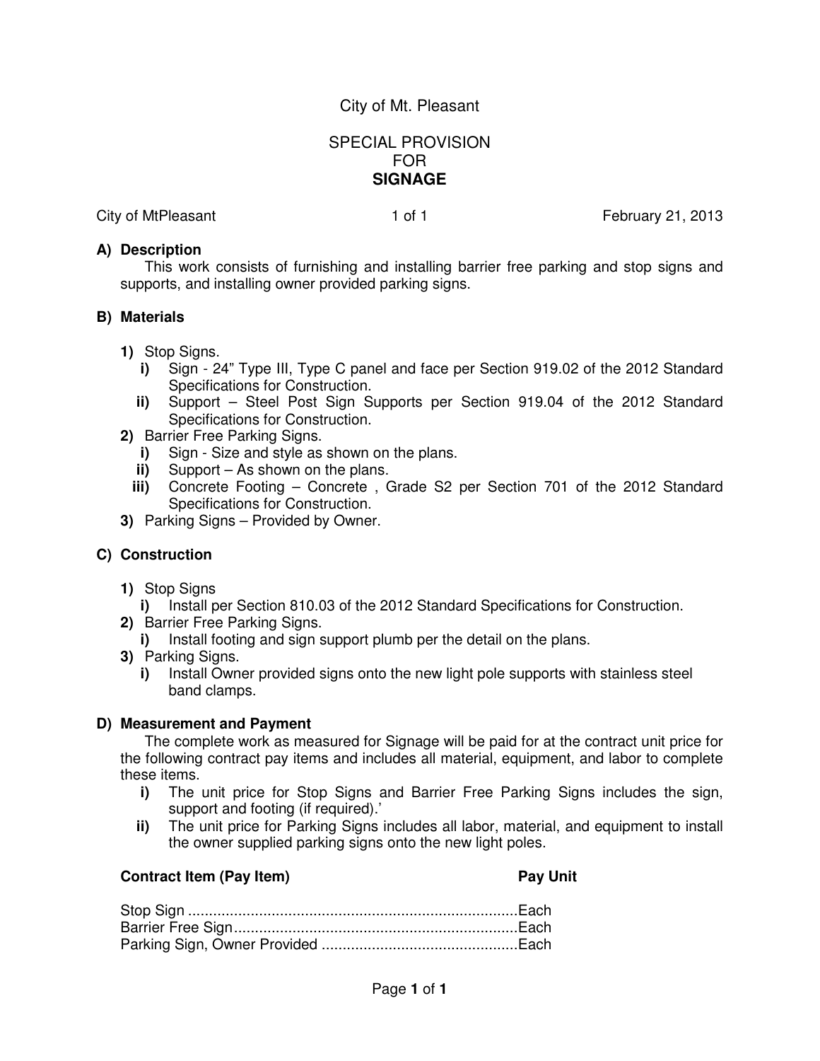City of Mt. Pleasant

# SPECIAL PROVISION FOR **SIGNAGE**

City of MtPleasant | 1 of 1 | February 21, 2013

## A) Description

This work consists of furnishing and installing barrier free parking and stop signs and supports, and installing owner provided parking signs.

## B) Materials

**1)** Stop Signs.
- **i)** Sign - 24" Type III, Type C panel and face per Section 919.02 of the 2012 Standard Specifications for Construction.
- **ii)** Support – Steel Post Sign Supports per Section 919.04 of the 2012 Standard Specifications for Construction.

**2)** Barrier Free Parking Signs.
- **i)** Sign - Size and style as shown on the plans.
- **ii)** Support – As shown on the plans.
- **iii)** Concrete Footing – Concrete , Grade S2 per Section 701 of the 2012 Standard Specifications for Construction.

**3)** Parking Signs – Provided by Owner.

## C) Construction

**1)** Stop Signs
- **i)** Install per Section 810.03 of the 2012 Standard Specifications for Construction.

**2)** Barrier Free Parking Signs.
- **i)** Install footing and sign support plumb per the detail on the plans.

**3)** Parking Signs.
- **i)** Install Owner provided signs onto the new light pole supports with stainless steel band clamps.

## D) Measurement and Payment

The complete work as measured for Signage will be paid for at the contract unit price for the following contract pay items and includes all material, equipment, and labor to complete these items.

- **i)** The unit price for Stop Signs and Barrier Free Parking Signs includes the sign, support and footing (if required).'
- **ii)** The unit price for Parking Signs includes all labor, material, and equipment to install the owner supplied parking signs onto the new light poles.

| **Contract Item (Pay Item)** | **Pay Unit** |
|---|---|
| Stop Sign | Each |
| Barrier Free Sign | Each |
| Parking Sign, Owner Provided | Each |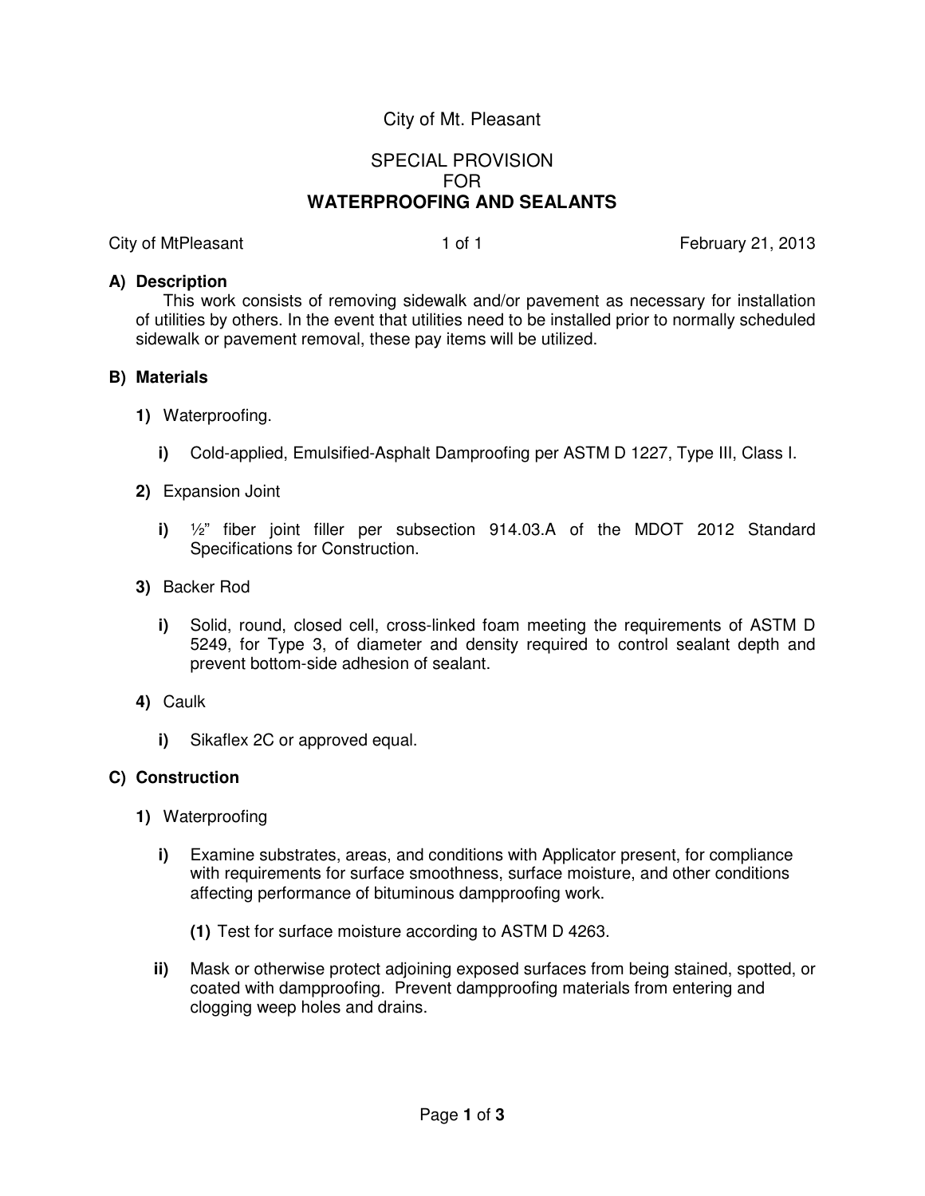City of Mt. Pleasant

SPECIAL PROVISION
FOR
**WATERPROOFING AND SEALANTS**

City of MtPleasant 1 of 1 February 21, 2013

**A) Description**

This work consists of removing sidewalk and/or pavement as necessary for installation of utilities by others. In the event that utilities need to be installed prior to normally scheduled sidewalk or pavement removal, these pay items will be utilized.

**B) Materials**

**1)** Waterproofing.

**i)** Cold-applied, Emulsified-Asphalt Damproofing per ASTM D 1227, Type III, Class I.

**2)** Expansion Joint

**i)** ½" fiber joint filler per subsection 914.03.A of the MDOT 2012 Standard Specifications for Construction.

**3)** Backer Rod

**i)** Solid, round, closed cell, cross-linked foam meeting the requirements of ASTM D 5249, for Type 3, of diameter and density required to control sealant depth and prevent bottom-side adhesion of sealant.

**4)** Caulk

**i)** Sikaflex 2C or approved equal.

**C) Construction**

**1)** Waterproofing

**i)** Examine substrates, areas, and conditions with Applicator present, for compliance with requirements for surface smoothness, surface moisture, and other conditions affecting performance of bituminous dampproofing work.

**(1)** Test for surface moisture according to ASTM D 4263.

**ii)** Mask or otherwise protect adjoining exposed surfaces from being stained, spotted, or coated with dampproofing. Prevent dampproofing materials from entering and clogging weep holes and drains.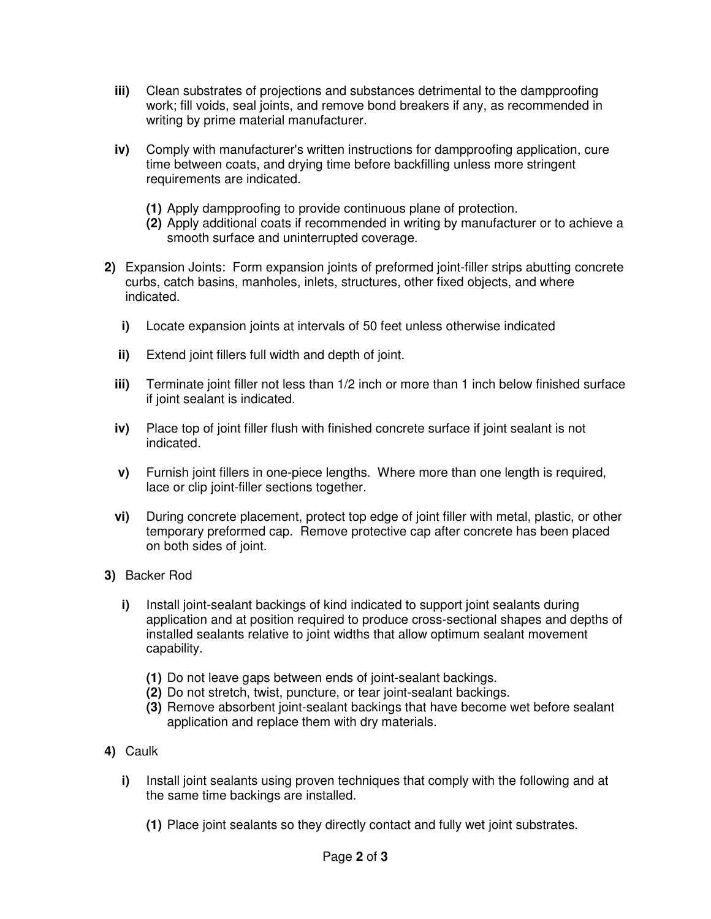**iii)** Clean substrates of projections and substances detrimental to the dampproofing work; fill voids, seal joints, and remove bond breakers if any, as recommended in writing by prime material manufacturer.

**iv)** Comply with manufacturer's written instructions for dampproofing application, cure time between coats, and drying time before backfilling unless more stringent requirements are indicated.

- **(1)** Apply dampproofing to provide continuous plane of protection.
- **(2)** Apply additional coats if recommended in writing by manufacturer or to achieve a smooth surface and uninterrupted coverage.

**2)** Expansion Joints: Form expansion joints of preformed joint-filler strips abutting concrete curbs, catch basins, manholes, inlets, structures, other fixed objects, and where indicated.

**i)** Locate expansion joints at intervals of 50 feet unless otherwise indicated

**ii)** Extend joint fillers full width and depth of joint.

**iii)** Terminate joint filler not less than 1/2 inch or more than 1 inch below finished surface if joint sealant is indicated.

**iv)** Place top of joint filler flush with finished concrete surface if joint sealant is not indicated.

**v)** Furnish joint fillers in one-piece lengths. Where more than one length is required, lace or clip joint-filler sections together.

**vi)** During concrete placement, protect top edge of joint filler with metal, plastic, or other temporary preformed cap. Remove protective cap after concrete has been placed on both sides of joint.

**3)** Backer Rod

**i)** Install joint-sealant backings of kind indicated to support joint sealants during application and at position required to produce cross-sectional shapes and depths of installed sealants relative to joint widths that allow optimum sealant movement capability.

- **(1)** Do not leave gaps between ends of joint-sealant backings.
- **(2)** Do not stretch, twist, puncture, or tear joint-sealant backings.
- **(3)** Remove absorbent joint-sealant backings that have become wet before sealant application and replace them with dry materials.

**4)** Caulk

**i)** Install joint sealants using proven techniques that comply with the following and at the same time backings are installed.

- **(1)** Place joint sealants so they directly contact and fully wet joint substrates.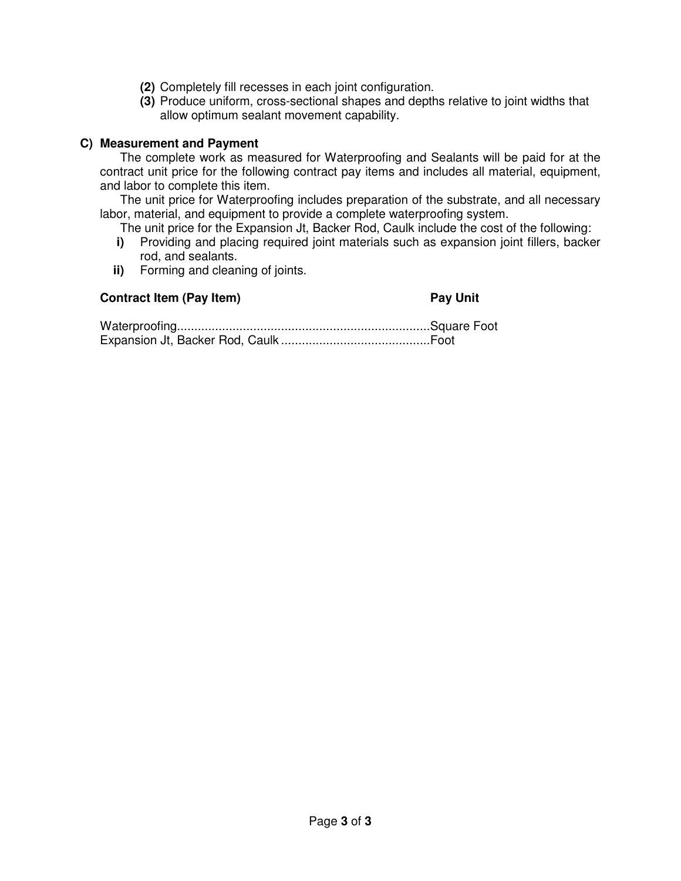**(2)** Completely fill recesses in each joint configuration.

**(3)** Produce uniform, cross-sectional shapes and depths relative to joint widths that allow optimum sealant movement capability.

**C) Measurement and Payment**

The complete work as measured for Waterproofing and Sealants will be paid for at the contract unit price for the following contract pay items and includes all material, equipment, and labor to complete this item.

The unit price for Waterproofing includes preparation of the substrate, and all necessary labor, material, and equipment to provide a complete waterproofing system.

The unit price for the Expansion Jt, Backer Rod, Caulk include the cost of the following:

**i)** Providing and placing required joint materials such as expansion joint fillers, backer rod, and sealants.

**ii)** Forming and cleaning of joints.

| **Contract Item (Pay Item)** | **Pay Unit** |
|---|---|
| Waterproofing | Square Foot |
| Expansion Jt, Backer Rod, Caulk | Foot |